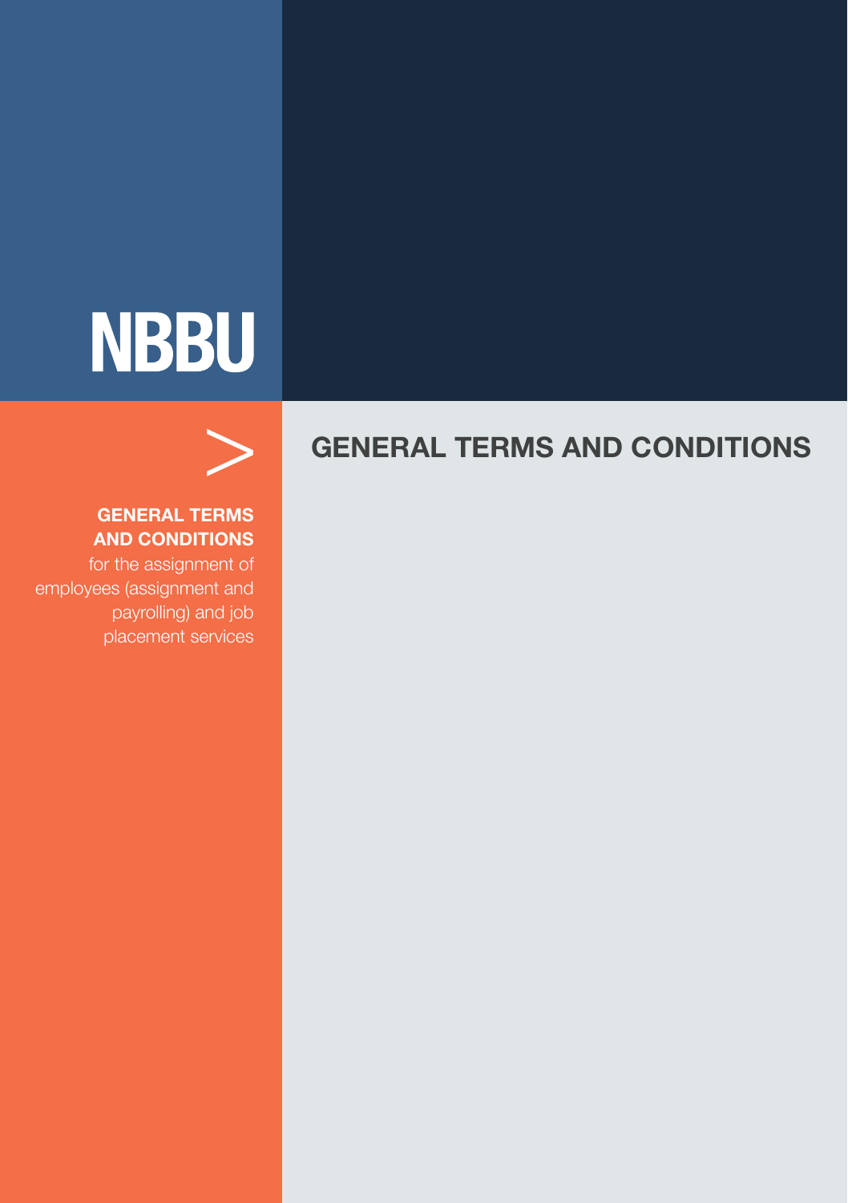NBBU

# GENERAL TERMS AND CONDITIONS

**GENERAL TERMS AND CONDITIONS**
for the assignment of employees (assignment and payrolling) and job placement services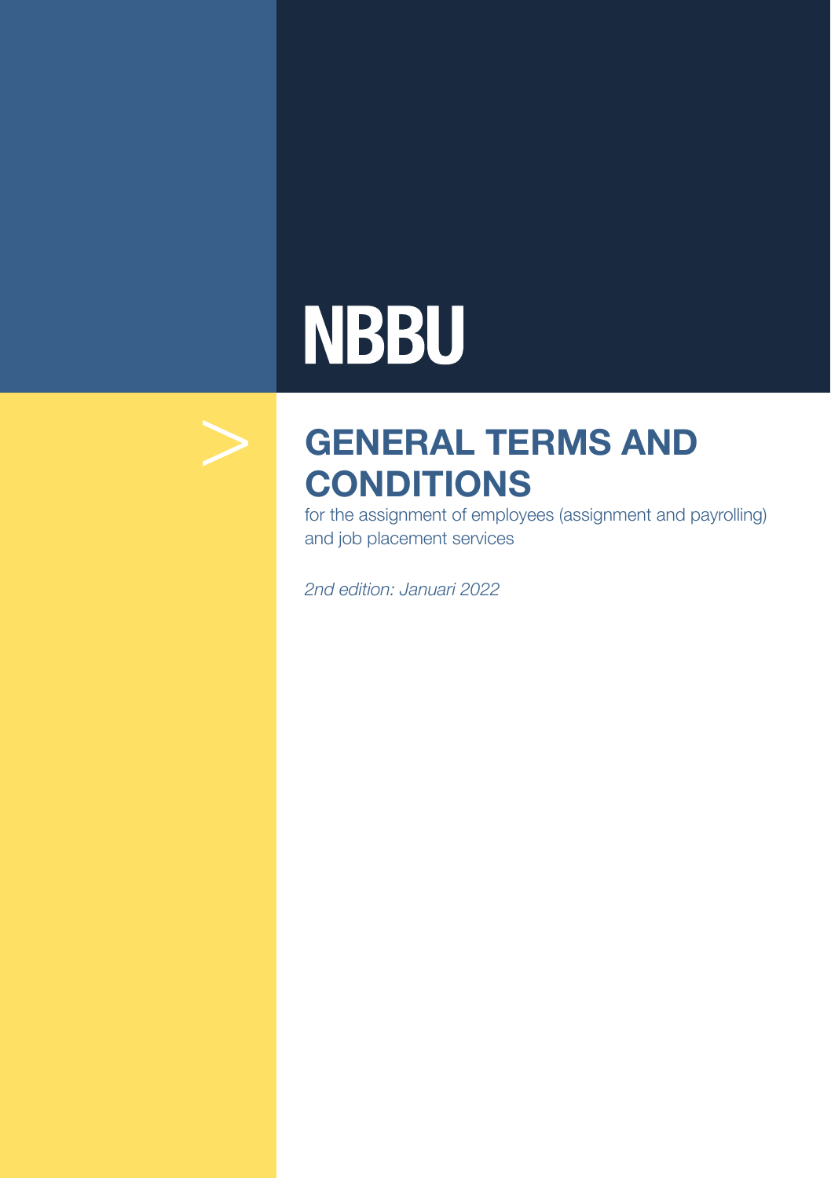# NBBU

# GENERAL TERMS AND CONDITIONS

for the assignment of employees (assignment and payrolling) and job placement services

*2nd edition: Januari 2022*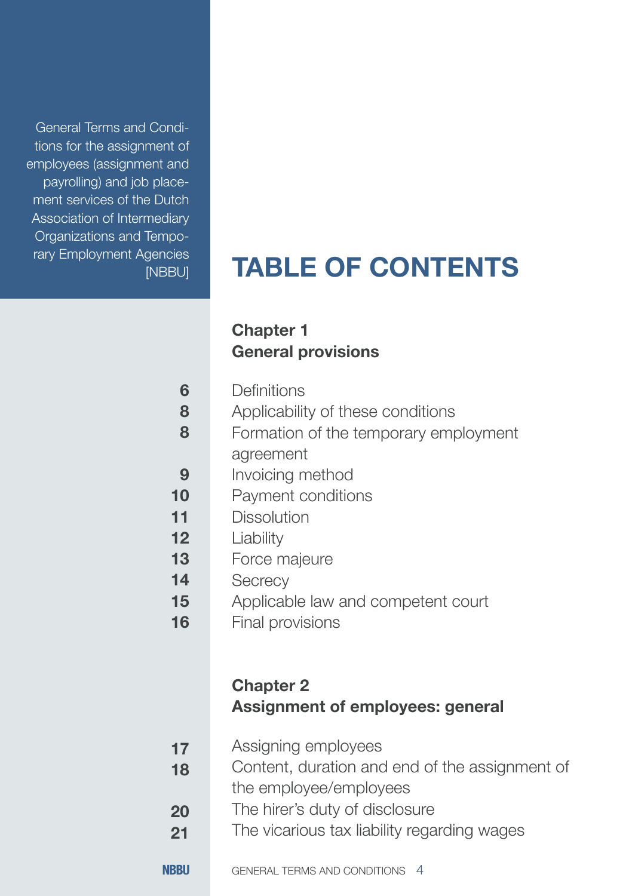General Terms and Conditions for the assignment of employees (assignment and payrolling) and job placement services of the Dutch Association of Intermediary Organizations and Temporary Employment Agencies [NBBU]

# TABLE OF CONTENTS

## Chapter 1
## General provisions

| | |
|---|---|
| 6 | Definitions |
| 8 | Applicability of these conditions |
| 8 | Formation of the temporary employment agreement |
| 9 | Invoicing method |
| 10 | Payment conditions |
| 11 | Dissolution |
| 12 | Liability |
| 13 | Force majeure |
| 14 | Secrecy |
| 15 | Applicable law and competent court |
| 16 | Final provisions |

## Chapter 2
## Assignment of employees: general

| | |
|---|---|
| 17 | Assigning employees |
| 18 | Content, duration and end of the assignment of the employee/employees |
| 20 | The hirer's duty of disclosure |
| 21 | The vicarious tax liability regarding wages |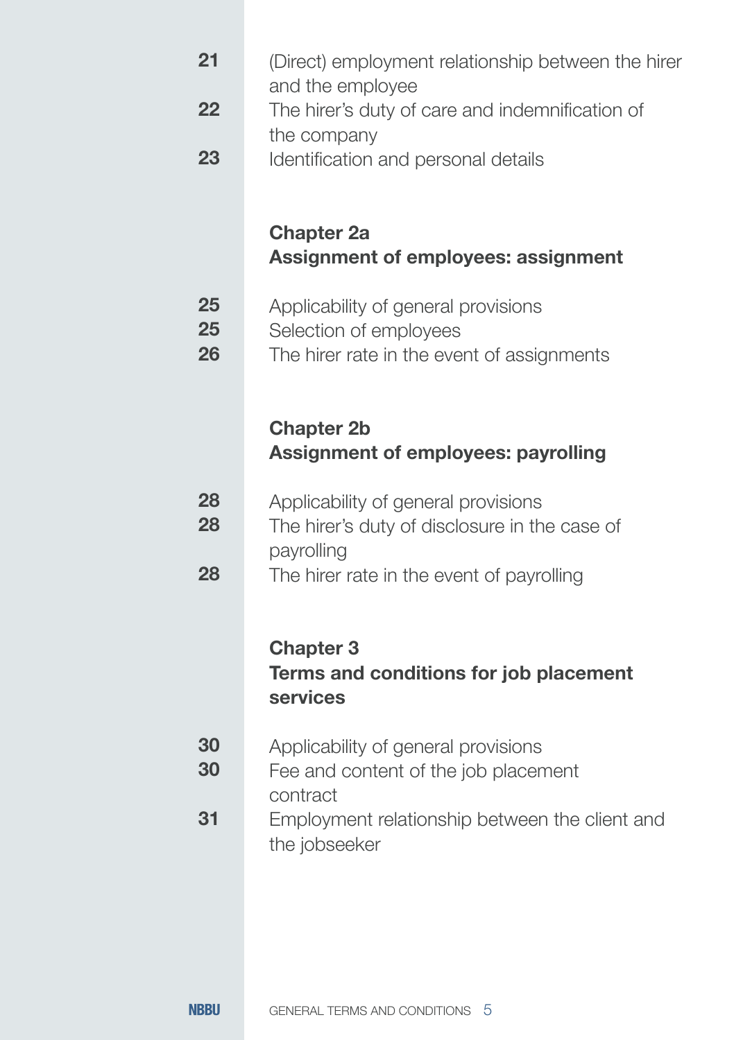| | |
|---|---|
| 21 | (Direct) employment relationship between the hirer and the employee |
| 22 | The hirer's duty of care and indemnification of the company |
| 23 | Identification and personal details |

## Chapter 2a
## Assignment of employees: assignment

| | |
|---|---|
| 25 | Applicability of general provisions |
| 25 | Selection of employees |
| 26 | The hirer rate in the event of assignments |

## Chapter 2b
## Assignment of employees: payrolling

| | |
|---|---|
| 28 | Applicability of general provisions |
| 28 | The hirer's duty of disclosure in the case of payrolling |
| 28 | The hirer rate in the event of payrolling |

## Chapter 3
## Terms and conditions for job placement services

| | |
|---|---|
| 30 | Applicability of general provisions |
| 30 | Fee and content of the job placement contract |
| 31 | Employment relationship between the client and the jobseeker |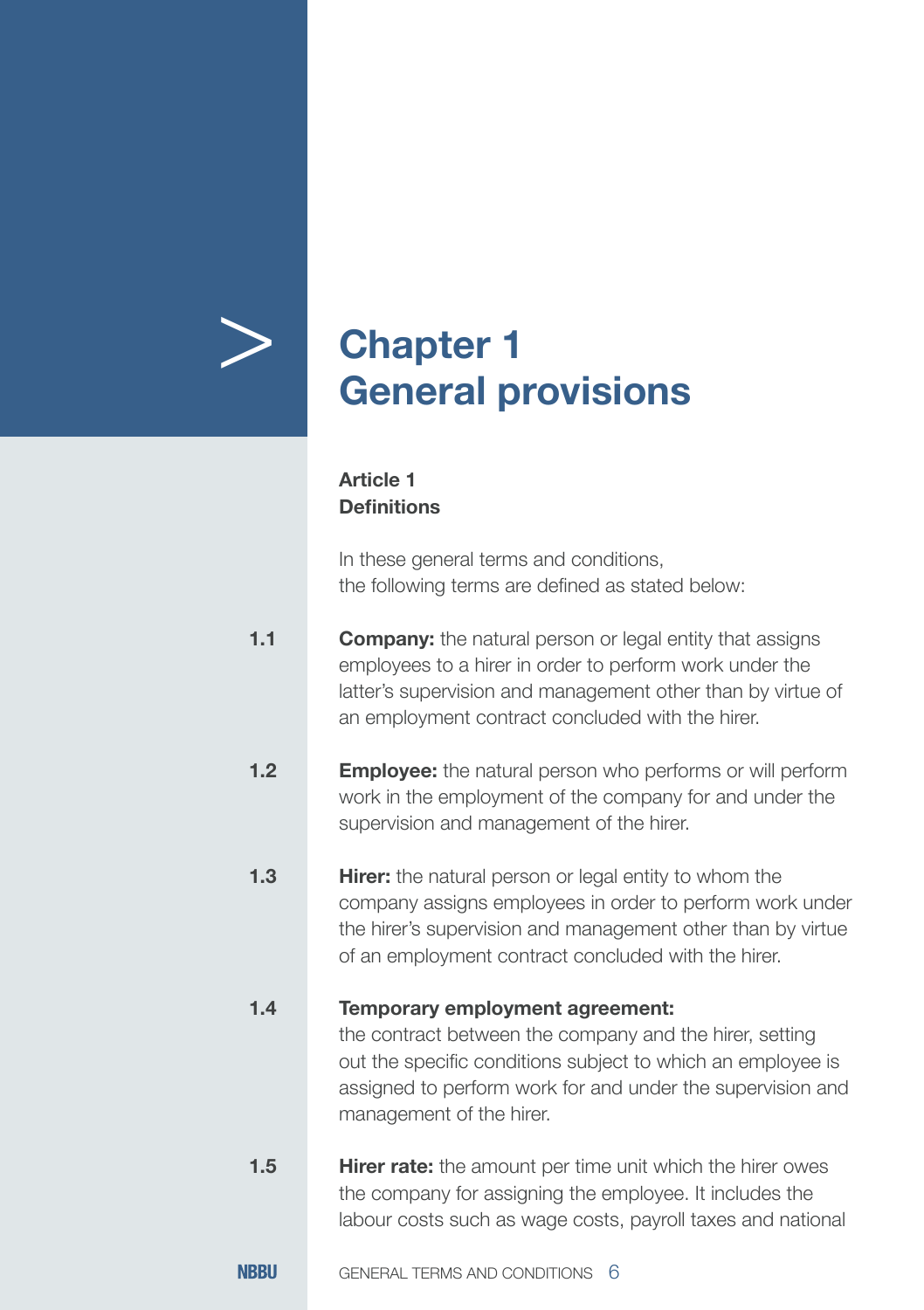# Chapter 1
# General provisions

## Article 1
## Definitions

In these general terms and conditions, the following terms are defined as stated below:

1.1 **Company:** the natural person or legal entity that assigns employees to a hirer in order to perform work under the latter's supervision and management other than by virtue of an employment contract concluded with the hirer.

1.2 **Employee:** the natural person who performs or will perform work in the employment of the company for and under the supervision and management of the hirer.

1.3 **Hirer:** the natural person or legal entity to whom the company assigns employees in order to perform work under the hirer's supervision and management other than by virtue of an employment contract concluded with the hirer.

1.4 **Temporary employment agreement:** the contract between the company and the hirer, setting out the specific conditions subject to which an employee is assigned to perform work for and under the supervision and management of the hirer.

1.5 **Hirer rate:** the amount per time unit which the hirer owes the company for assigning the employee. It includes the labour costs such as wage costs, payroll taxes and national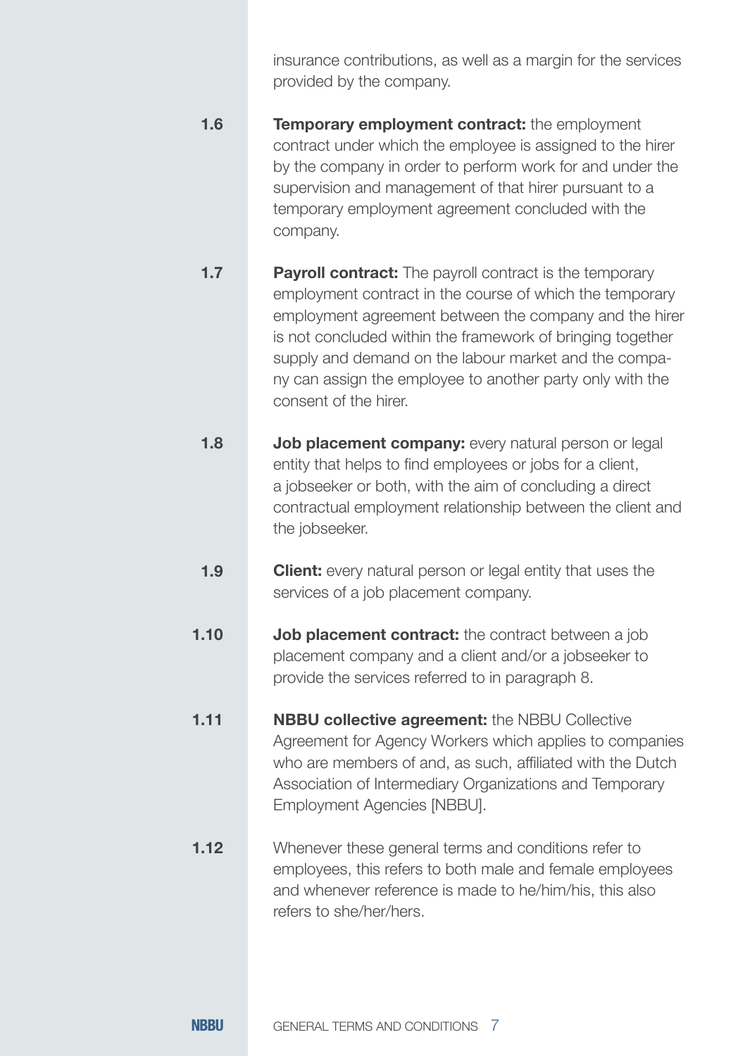insurance contributions, as well as a margin for the services provided by the company.

**1.6** **Temporary employment contract:** the employment contract under which the employee is assigned to the hirer by the company in order to perform work for and under the supervision and management of that hirer pursuant to a temporary employment agreement concluded with the company.

**1.7** **Payroll contract:** The payroll contract is the temporary employment contract in the course of which the temporary employment agreement between the company and the hirer is not concluded within the framework of bringing together supply and demand on the labour market and the company can assign the employee to another party only with the consent of the hirer.

**1.8** **Job placement company:** every natural person or legal entity that helps to find employees or jobs for a client, a jobseeker or both, with the aim of concluding a direct contractual employment relationship between the client and the jobseeker.

**1.9** **Client:** every natural person or legal entity that uses the services of a job placement company.

**1.10** **Job placement contract:** the contract between a job placement company and a client and/or a jobseeker to provide the services referred to in paragraph 8.

**1.11** **NBBU collective agreement:** the NBBU Collective Agreement for Agency Workers which applies to companies who are members of and, as such, affiliated with the Dutch Association of Intermediary Organizations and Temporary Employment Agencies [NBBU].

**1.12** Whenever these general terms and conditions refer to employees, this refers to both male and female employees and whenever reference is made to he/him/his, this also refers to she/her/hers.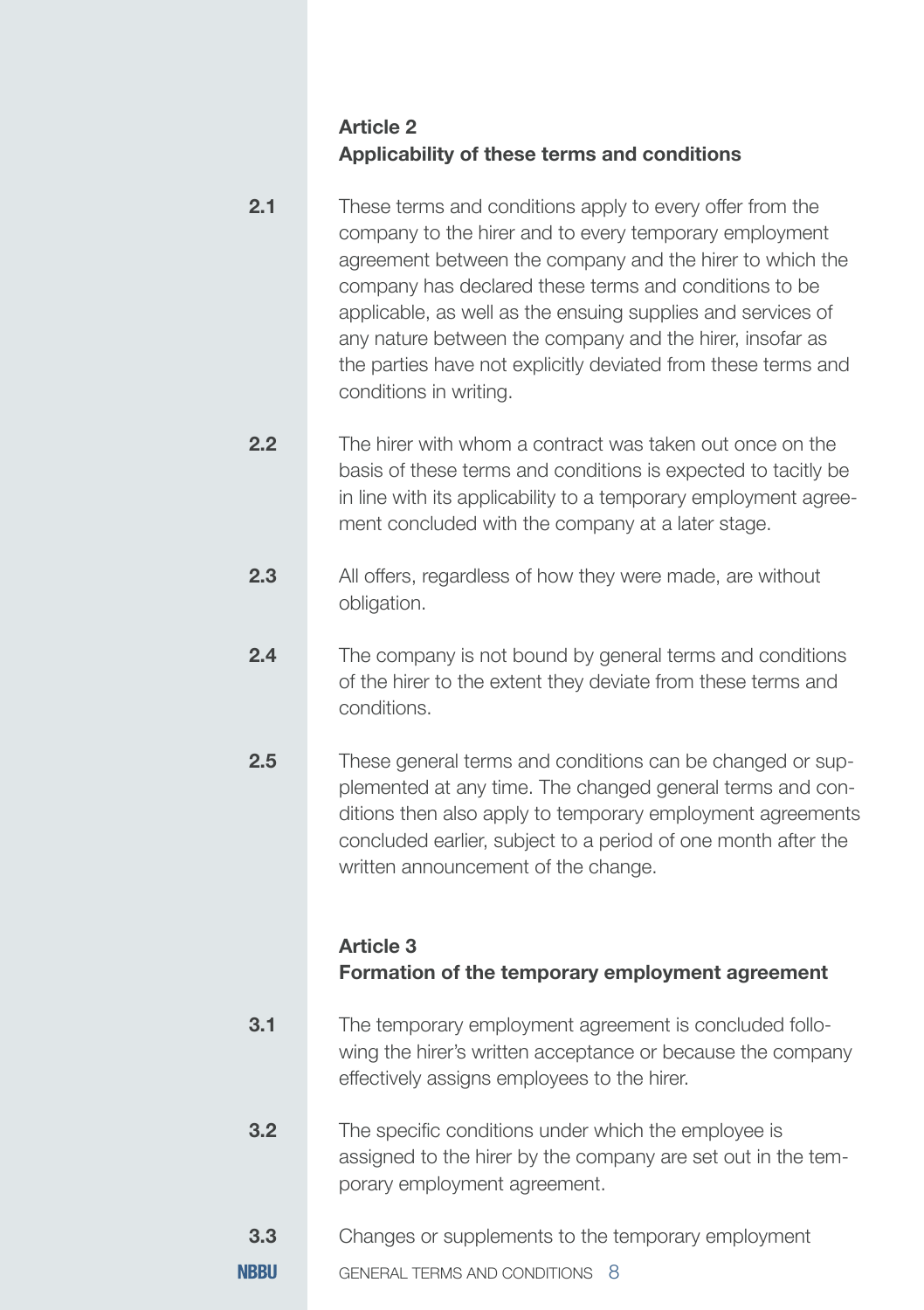### Article 2
### Applicability of these terms and conditions

**2.1** These terms and conditions apply to every offer from the company to the hirer and to every temporary employment agreement between the company and the hirer to which the company has declared these terms and conditions to be applicable, as well as the ensuing supplies and services of any nature between the company and the hirer, insofar as the parties have not explicitly deviated from these terms and conditions in writing.

**2.2** The hirer with whom a contract was taken out once on the basis of these terms and conditions is expected to tacitly be in line with its applicability to a temporary employment agreement concluded with the company at a later stage.

**2.3** All offers, regardless of how they were made, are without obligation.

**2.4** The company is not bound by general terms and conditions of the hirer to the extent they deviate from these terms and conditions.

**2.5** These general terms and conditions can be changed or supplemented at any time. The changed general terms and conditions then also apply to temporary employment agreements concluded earlier, subject to a period of one month after the written announcement of the change.

### Article 3
### Formation of the temporary employment agreement

**3.1** The temporary employment agreement is concluded following the hirer's written acceptance or because the company effectively assigns employees to the hirer.

**3.2** The specific conditions under which the employee is assigned to the hirer by the company are set out in the temporary employment agreement.

**3.3** Changes or supplements to the temporary employment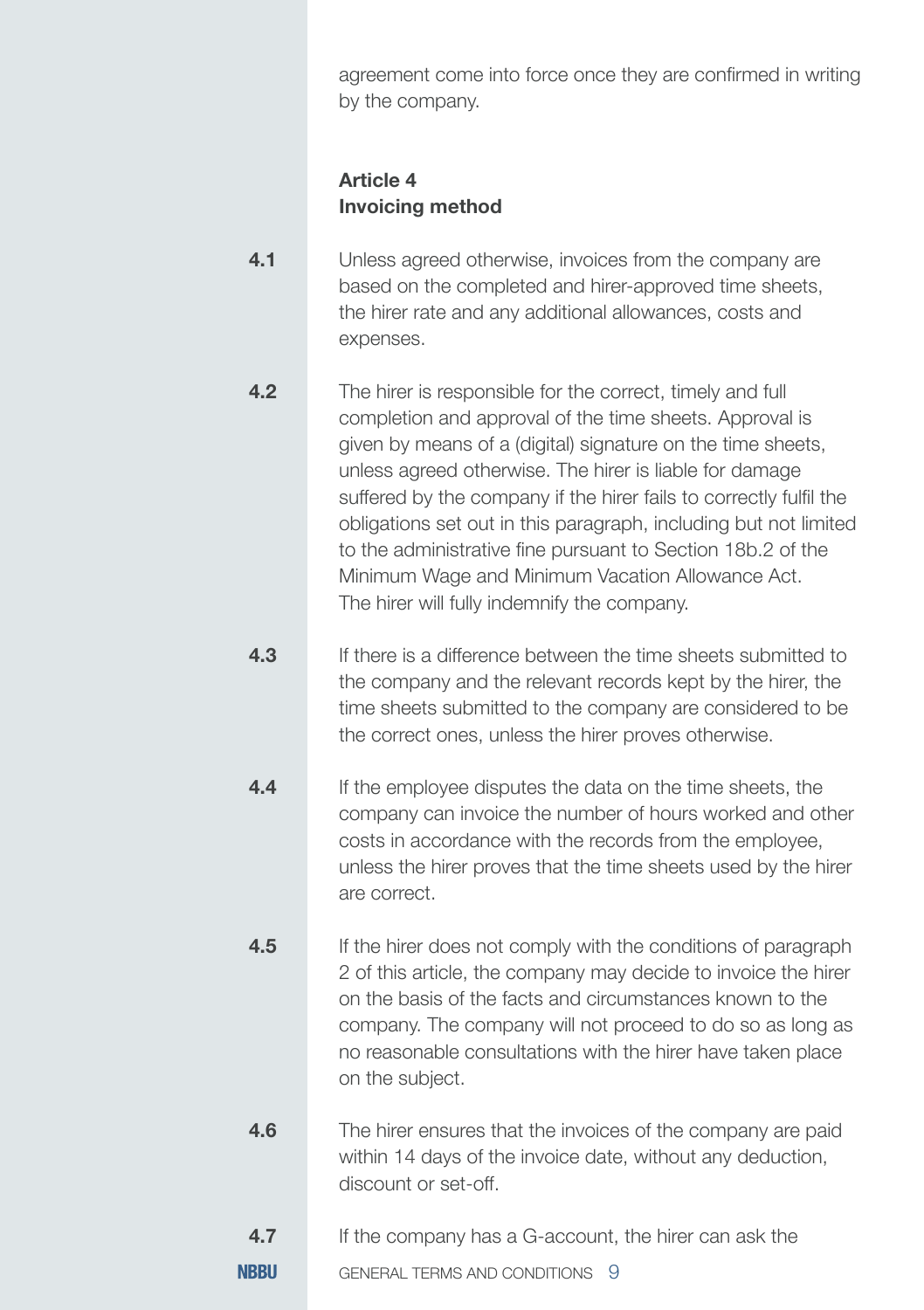agreement come into force once they are confirmed in writing by the company.

### Article 4
### Invoicing method

**4.1** Unless agreed otherwise, invoices from the company are based on the completed and hirer-approved time sheets, the hirer rate and any additional allowances, costs and expenses.

**4.2** The hirer is responsible for the correct, timely and full completion and approval of the time sheets. Approval is given by means of a (digital) signature on the time sheets, unless agreed otherwise. The hirer is liable for damage suffered by the company if the hirer fails to correctly fulfil the obligations set out in this paragraph, including but not limited to the administrative fine pursuant to Section 18b.2 of the Minimum Wage and Minimum Vacation Allowance Act. The hirer will fully indemnify the company.

**4.3** If there is a difference between the time sheets submitted to the company and the relevant records kept by the hirer, the time sheets submitted to the company are considered to be the correct ones, unless the hirer proves otherwise.

**4.4** If the employee disputes the data on the time sheets, the company can invoice the number of hours worked and other costs in accordance with the records from the employee, unless the hirer proves that the time sheets used by the hirer are correct.

**4.5** If the hirer does not comply with the conditions of paragraph 2 of this article, the company may decide to invoice the hirer on the basis of the facts and circumstances known to the company. The company will not proceed to do so as long as no reasonable consultations with the hirer have taken place on the subject.

**4.6** The hirer ensures that the invoices of the company are paid within 14 days of the invoice date, without any deduction, discount or set-off.

**4.7** If the company has a G-account, the hirer can ask the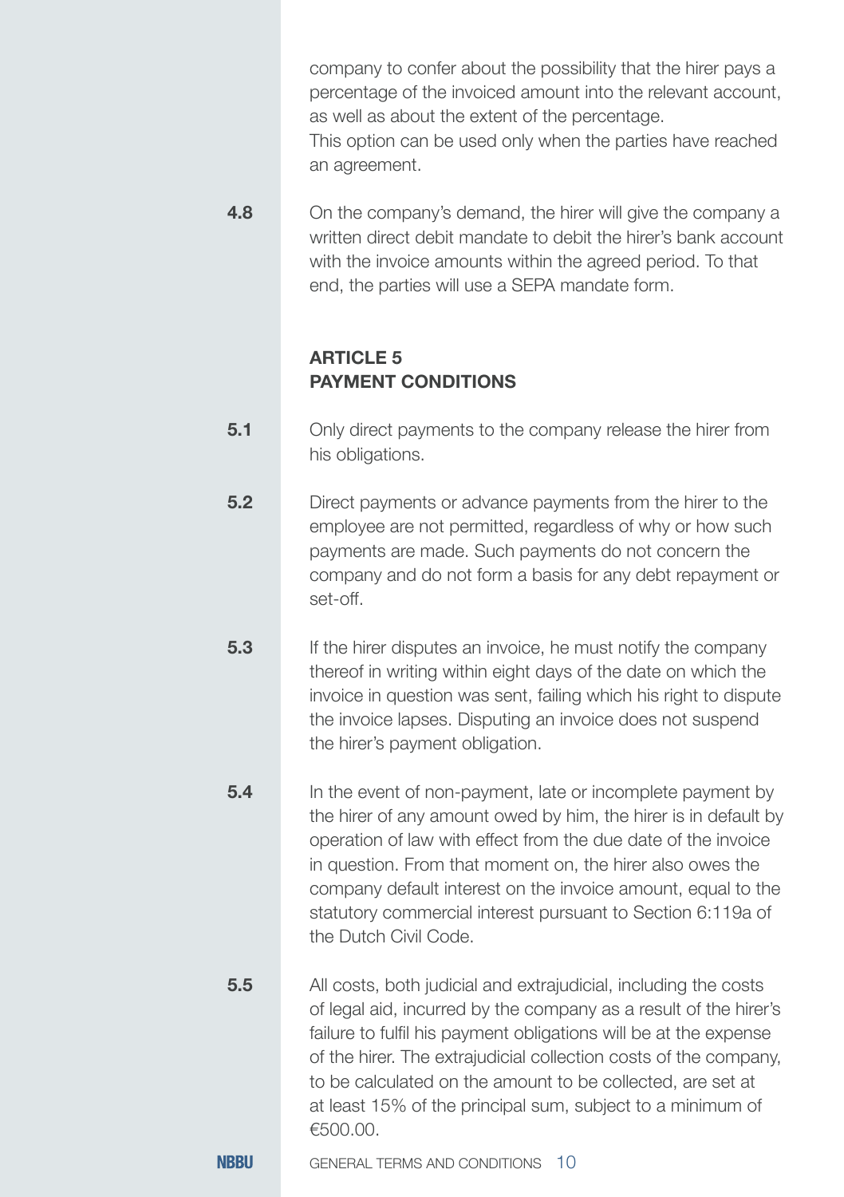company to confer about the possibility that the hirer pays a percentage of the invoiced amount into the relevant account, as well as about the extent of the percentage.
This option can be used only when the parties have reached an agreement.

**4.8** On the company's demand, the hirer will give the company a written direct debit mandate to debit the hirer's bank account with the invoice amounts within the agreed period. To that end, the parties will use a SEPA mandate form.

## ARTICLE 5
## PAYMENT CONDITIONS

**5.1** Only direct payments to the company release the hirer from his obligations.

**5.2** Direct payments or advance payments from the hirer to the employee are not permitted, regardless of why or how such payments are made. Such payments do not concern the company and do not form a basis for any debt repayment or set-off.

**5.3** If the hirer disputes an invoice, he must notify the company thereof in writing within eight days of the date on which the invoice in question was sent, failing which his right to dispute the invoice lapses. Disputing an invoice does not suspend the hirer's payment obligation.

**5.4** In the event of non-payment, late or incomplete payment by the hirer of any amount owed by him, the hirer is in default by operation of law with effect from the due date of the invoice in question. From that moment on, the hirer also owes the company default interest on the invoice amount, equal to the statutory commercial interest pursuant to Section 6:119a of the Dutch Civil Code.

**5.5** All costs, both judicial and extrajudicial, including the costs of legal aid, incurred by the company as a result of the hirer's failure to fulfil his payment obligations will be at the expense of the hirer. The extrajudicial collection costs of the company, to be calculated on the amount to be collected, are set at at least 15% of the principal sum, subject to a minimum of €500.00.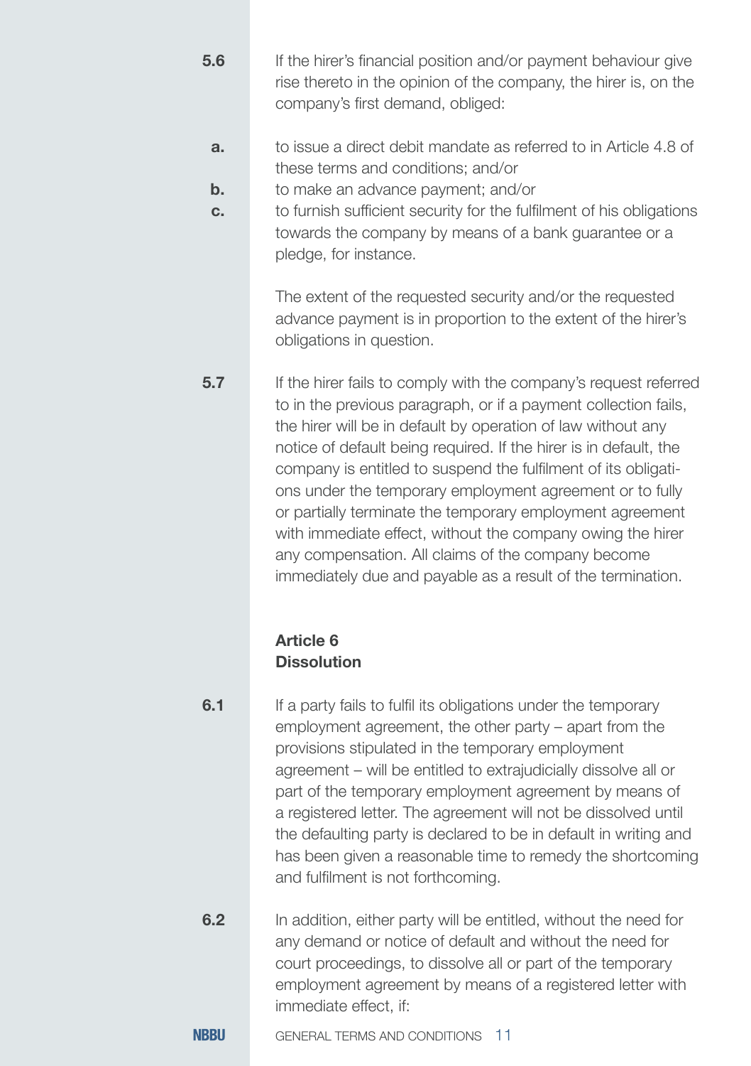**5.6** If the hirer's financial position and/or payment behaviour give rise thereto in the opinion of the company, the hirer is, on the company's first demand, obliged:

**a.** to issue a direct debit mandate as referred to in Article 4.8 of these terms and conditions; and/or

**b.** to make an advance payment; and/or

**c.** to furnish sufficient security for the fulfilment of his obligations towards the company by means of a bank guarantee or a pledge, for instance.

The extent of the requested security and/or the requested advance payment is in proportion to the extent of the hirer's obligations in question.

**5.7** If the hirer fails to comply with the company's request referred to in the previous paragraph, or if a payment collection fails, the hirer will be in default by operation of law without any notice of default being required. If the hirer is in default, the company is entitled to suspend the fulfilment of its obligations under the temporary employment agreement or to fully or partially terminate the temporary employment agreement with immediate effect, without the company owing the hirer any compensation. All claims of the company become immediately due and payable as a result of the termination.

## Article 6
## Dissolution

**6.1** If a party fails to fulfil its obligations under the temporary employment agreement, the other party – apart from the provisions stipulated in the temporary employment agreement – will be entitled to extrajudicially dissolve all or part of the temporary employment agreement by means of a registered letter. The agreement will not be dissolved until the defaulting party is declared to be in default in writing and has been given a reasonable time to remedy the shortcoming and fulfilment is not forthcoming.

**6.2** In addition, either party will be entitled, without the need for any demand or notice of default and without the need for court proceedings, to dissolve all or part of the temporary employment agreement by means of a registered letter with immediate effect, if: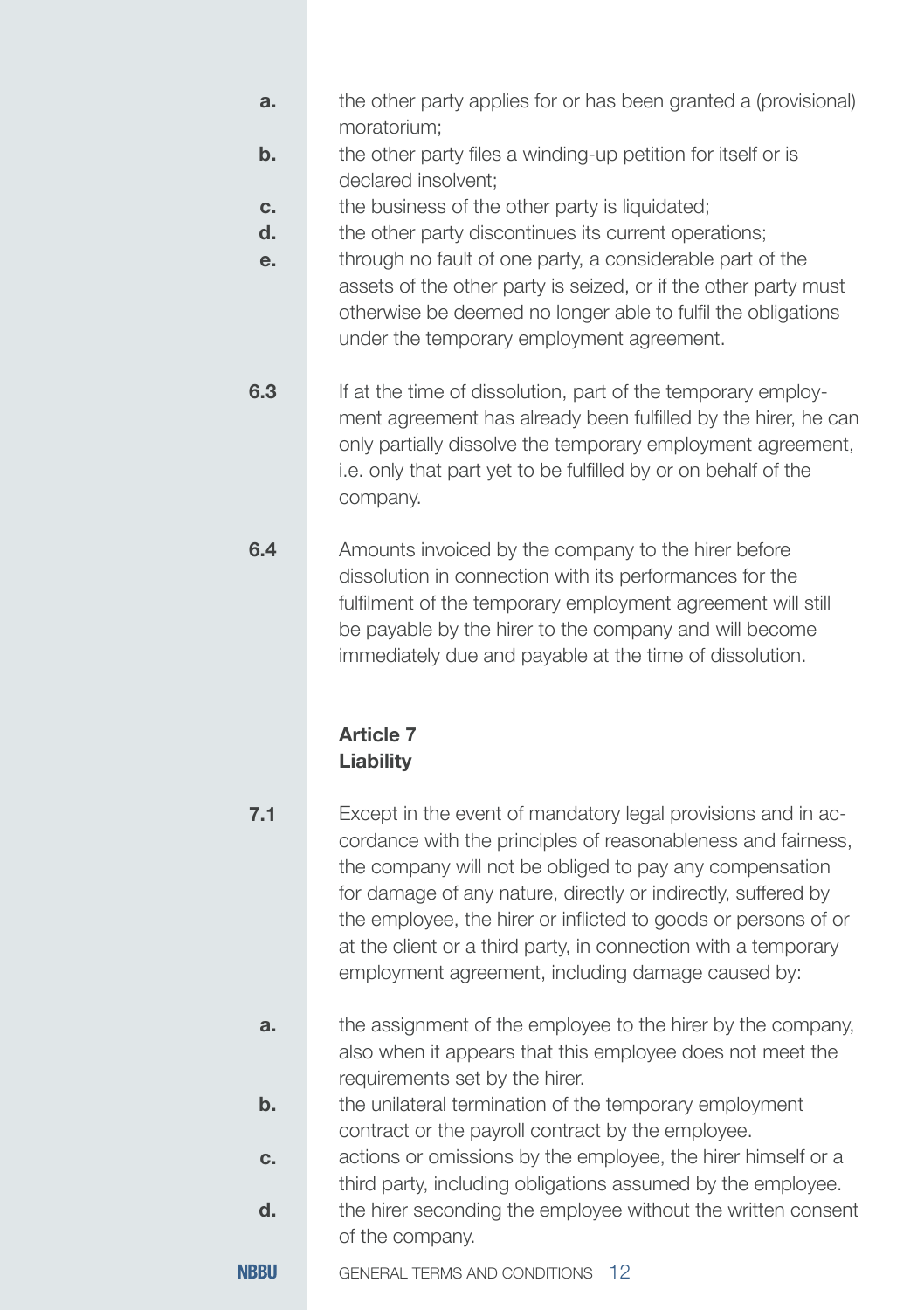a. the other party applies for or has been granted a (provisional) moratorium;

b. the other party files a winding-up petition for itself or is declared insolvent;

c. the business of the other party is liquidated;

d. the other party discontinues its current operations;

e. through no fault of one party, a considerable part of the assets of the other party is seized, or if the other party must otherwise be deemed no longer able to fulfil the obligations under the temporary employment agreement.

**6.3** If at the time of dissolution, part of the temporary employment agreement has already been fulfilled by the hirer, he can only partially dissolve the temporary employment agreement, i.e. only that part yet to be fulfilled by or on behalf of the company.

**6.4** Amounts invoiced by the company to the hirer before dissolution in connection with its performances for the fulfilment of the temporary employment agreement will still be payable by the hirer to the company and will become immediately due and payable at the time of dissolution.

## Article 7
## Liability

**7.1** Except in the event of mandatory legal provisions and in accordance with the principles of reasonableness and fairness, the company will not be obliged to pay any compensation for damage of any nature, directly or indirectly, suffered by the employee, the hirer or inflicted to goods or persons of or at the client or a third party, in connection with a temporary employment agreement, including damage caused by:

a. the assignment of the employee to the hirer by the company, also when it appears that this employee does not meet the requirements set by the hirer.

b. the unilateral termination of the temporary employment contract or the payroll contract by the employee.

c. actions or omissions by the employee, the hirer himself or a third party, including obligations assumed by the employee.

d. the hirer seconding the employee without the written consent of the company.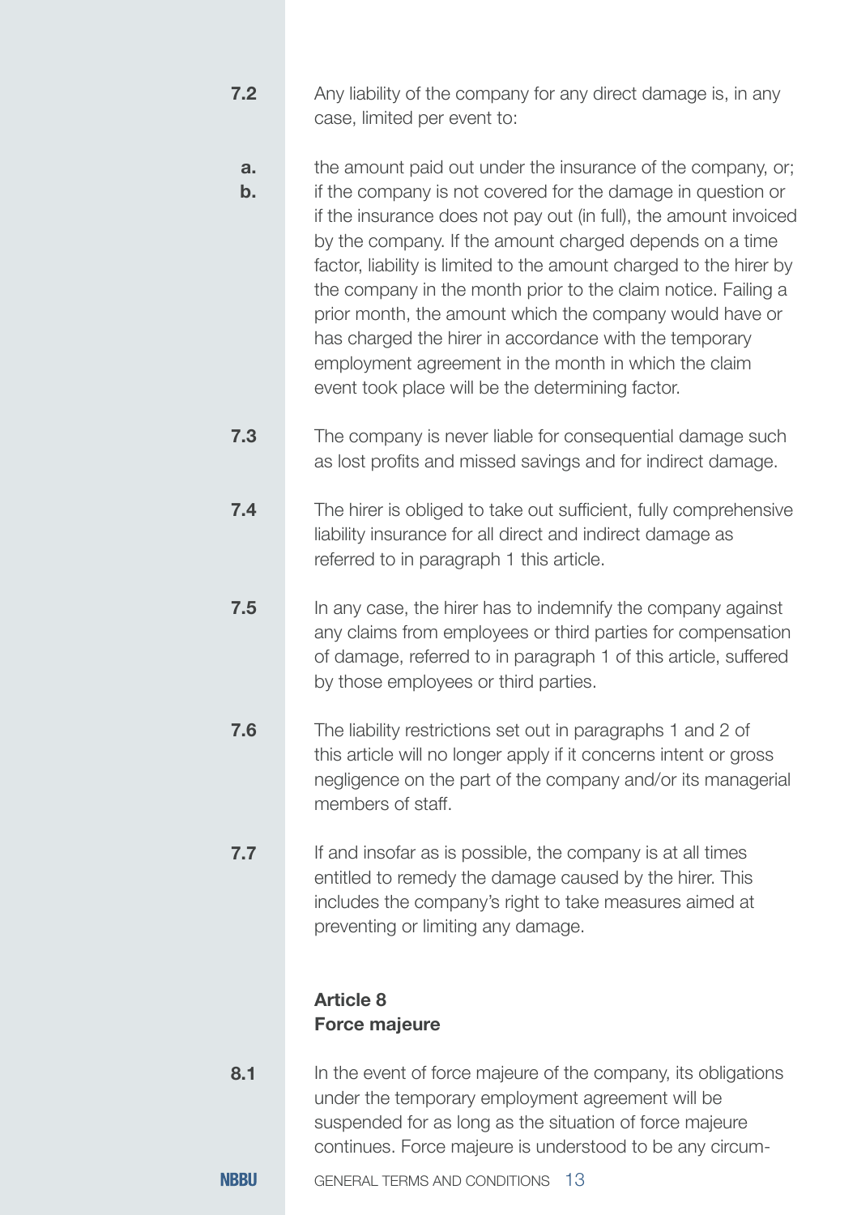**7.2** Any liability of the company for any direct damage is, in any case, limited per event to:

**a.** the amount paid out under the insurance of the company, or;

**b.** if the company is not covered for the damage in question or if the insurance does not pay out (in full), the amount invoiced by the company. If the amount charged depends on a time factor, liability is limited to the amount charged to the hirer by the company in the month prior to the claim notice. Failing a prior month, the amount which the company would have or has charged the hirer in accordance with the temporary employment agreement in the month in which the claim event took place will be the determining factor.

**7.3** The company is never liable for consequential damage such as lost profits and missed savings and for indirect damage.

**7.4** The hirer is obliged to take out sufficient, fully comprehensive liability insurance for all direct and indirect damage as referred to in paragraph 1 this article.

**7.5** In any case, the hirer has to indemnify the company against any claims from employees or third parties for compensation of damage, referred to in paragraph 1 of this article, suffered by those employees or third parties.

**7.6** The liability restrictions set out in paragraphs 1 and 2 of this article will no longer apply if it concerns intent or gross negligence on the part of the company and/or its managerial members of staff.

**7.7** If and insofar as is possible, the company is at all times entitled to remedy the damage caused by the hirer. This includes the company's right to take measures aimed at preventing or limiting any damage.

## Article 8
## Force majeure

**8.1** In the event of force majeure of the company, its obligations under the temporary employment agreement will be suspended for as long as the situation of force majeure continues. Force majeure is understood to be any circum-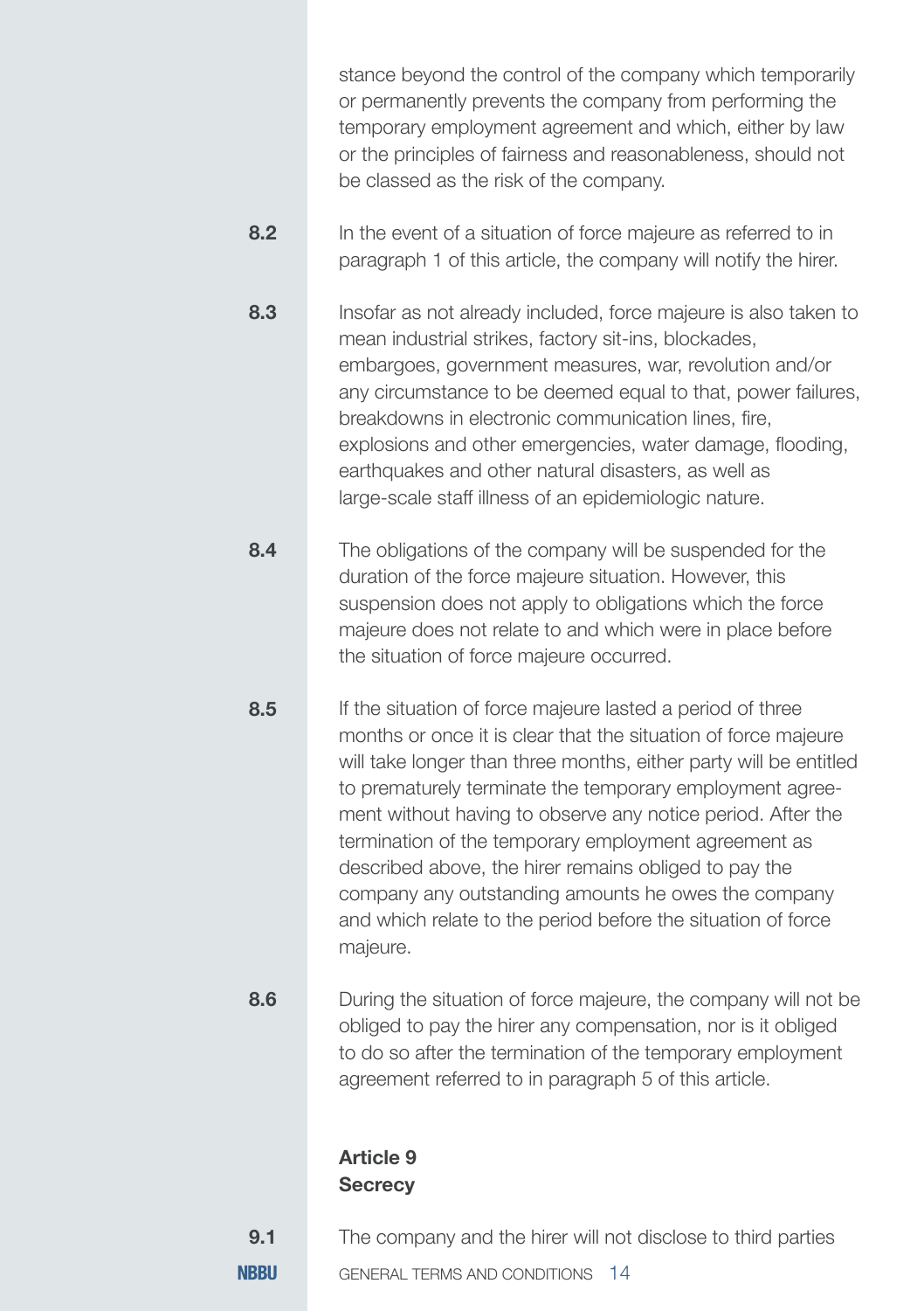stance beyond the control of the company which temporarily or permanently prevents the company from performing the temporary employment agreement and which, either by law or the principles of fairness and reasonableness, should not be classed as the risk of the company.

**8.2** In the event of a situation of force majeure as referred to in paragraph 1 of this article, the company will notify the hirer.

**8.3** Insofar as not already included, force majeure is also taken to mean industrial strikes, factory sit-ins, blockades, embargoes, government measures, war, revolution and/or any circumstance to be deemed equal to that, power failures, breakdowns in electronic communication lines, fire, explosions and other emergencies, water damage, flooding, earthquakes and other natural disasters, as well as large-scale staff illness of an epidemiologic nature.

**8.4** The obligations of the company will be suspended for the duration of the force majeure situation. However, this suspension does not apply to obligations which the force majeure does not relate to and which were in place before the situation of force majeure occurred.

**8.5** If the situation of force majeure lasted a period of three months or once it is clear that the situation of force majeure will take longer than three months, either party will be entitled to prematurely terminate the temporary employment agreement without having to observe any notice period. After the termination of the temporary employment agreement as described above, the hirer remains obliged to pay the company any outstanding amounts he owes the company and which relate to the period before the situation of force majeure.

**8.6** During the situation of force majeure, the company will not be obliged to pay the hirer any compensation, nor is it obliged to do so after the termination of the temporary employment agreement referred to in paragraph 5 of this article.

## Article 9
## Secrecy

**9.1** The company and the hirer will not disclose to third parties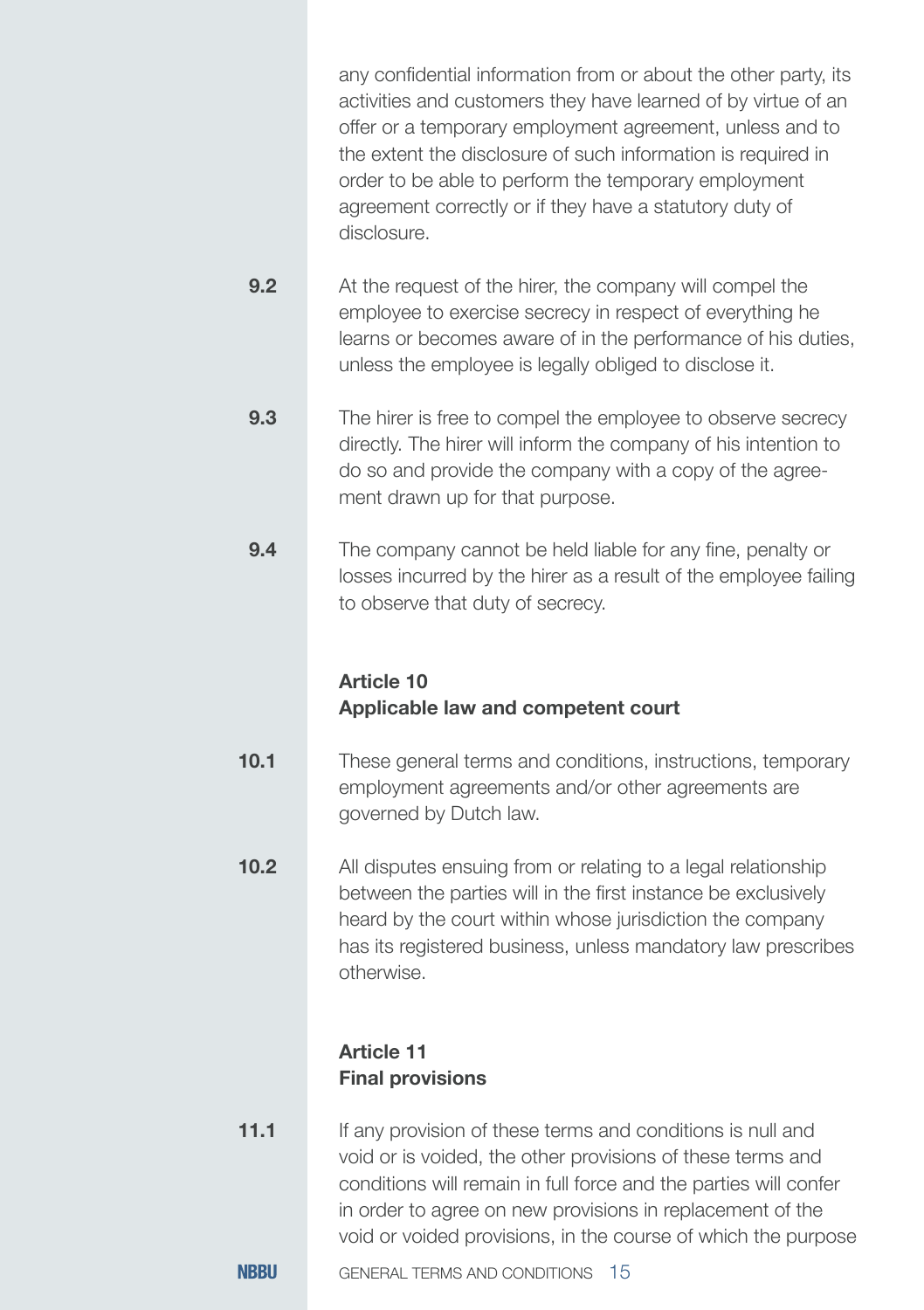any confidential information from or about the other party, its activities and customers they have learned of by virtue of an offer or a temporary employment agreement, unless and to the extent the disclosure of such information is required in order to be able to perform the temporary employment agreement correctly or if they have a statutory duty of disclosure.

**9.2** At the request of the hirer, the company will compel the employee to exercise secrecy in respect of everything he learns or becomes aware of in the performance of his duties, unless the employee is legally obliged to disclose it.

**9.3** The hirer is free to compel the employee to observe secrecy directly. The hirer will inform the company of his intention to do so and provide the company with a copy of the agreement drawn up for that purpose.

**9.4** The company cannot be held liable for any fine, penalty or losses incurred by the hirer as a result of the employee failing to observe that duty of secrecy.

## Article 10
## Applicable law and competent court

**10.1** These general terms and conditions, instructions, temporary employment agreements and/or other agreements are governed by Dutch law.

**10.2** All disputes ensuing from or relating to a legal relationship between the parties will in the first instance be exclusively heard by the court within whose jurisdiction the company has its registered business, unless mandatory law prescribes otherwise.

## Article 11
## Final provisions

**11.1** If any provision of these terms and conditions is null and void or is voided, the other provisions of these terms and conditions will remain in full force and the parties will confer in order to agree on new provisions in replacement of the void or voided provisions, in the course of which the purpose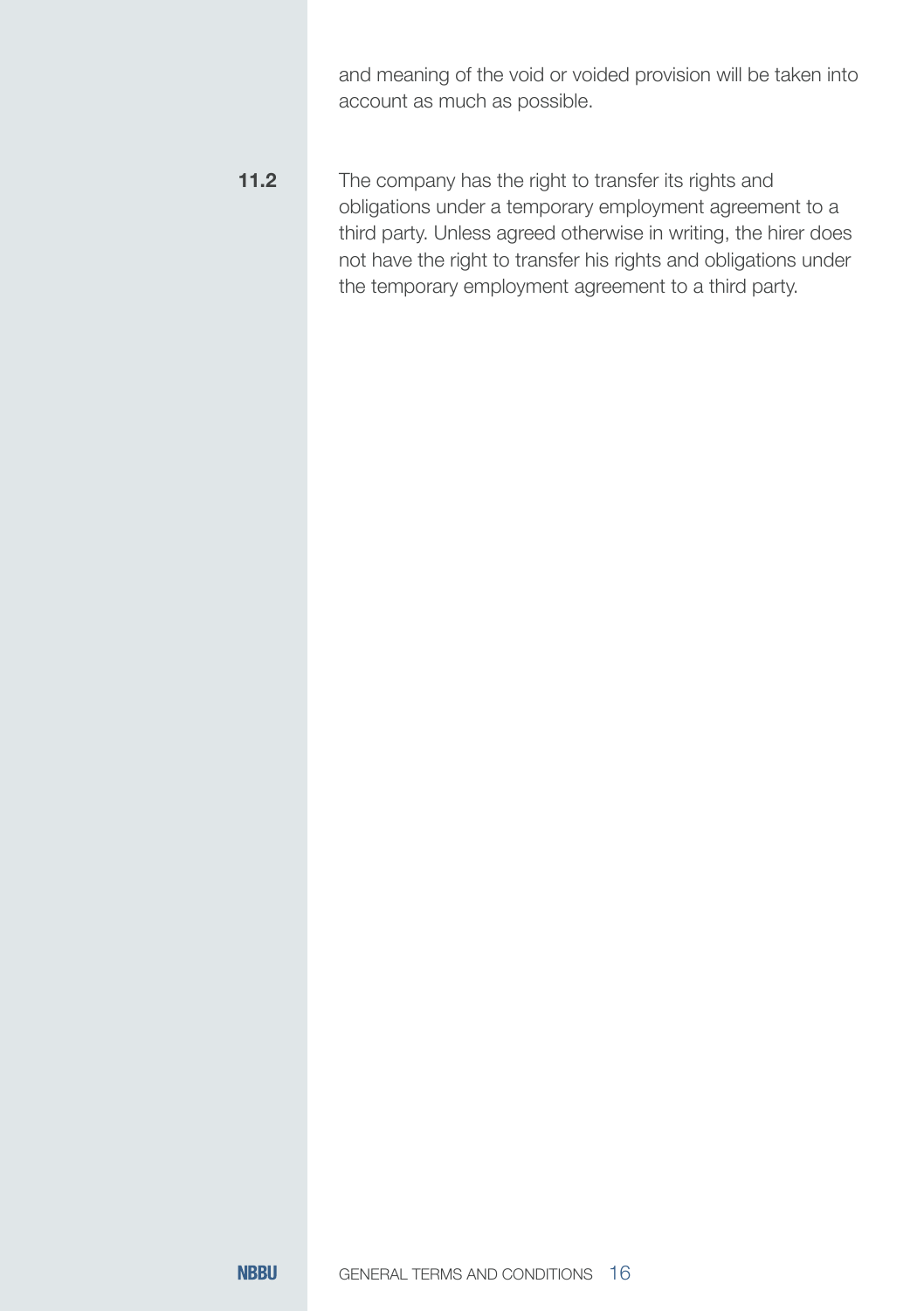and meaning of the void or voided provision will be taken into account as much as possible.

**11.2** The company has the right to transfer its rights and obligations under a temporary employment agreement to a third party. Unless agreed otherwise in writing, the hirer does not have the right to transfer his rights and obligations under the temporary employment agreement to a third party.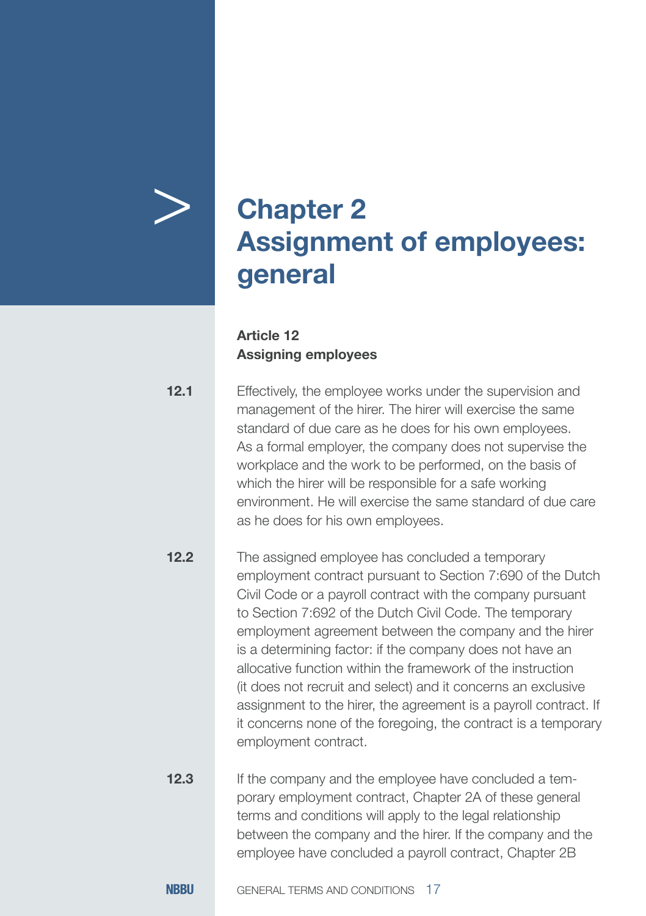# Chapter 2 Assignment of employees: general

### Article 12 Assigning employees

**12.1** Effectively, the employee works under the supervision and management of the hirer. The hirer will exercise the same standard of due care as he does for his own employees. As a formal employer, the company does not supervise the workplace and the work to be performed, on the basis of which the hirer will be responsible for a safe working environment. He will exercise the same standard of due care as he does for his own employees.

**12.2** The assigned employee has concluded a temporary employment contract pursuant to Section 7:690 of the Dutch Civil Code or a payroll contract with the company pursuant to Section 7:692 of the Dutch Civil Code. The temporary employment agreement between the company and the hirer is a determining factor: if the company does not have an allocative function within the framework of the instruction (it does not recruit and select) and it concerns an exclusive assignment to the hirer, the agreement is a payroll contract. If it concerns none of the foregoing, the contract is a temporary employment contract.

**12.3** If the company and the employee have concluded a temporary employment contract, Chapter 2A of these general terms and conditions will apply to the legal relationship between the company and the hirer. If the company and the employee have concluded a payroll contract, Chapter 2B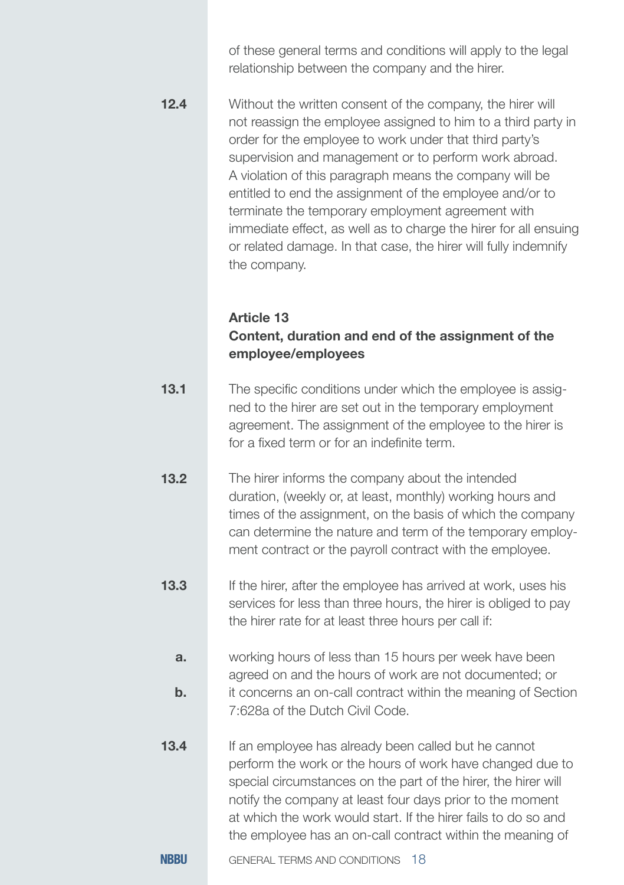of these general terms and conditions will apply to the legal relationship between the company and the hirer.

**12.4** Without the written consent of the company, the hirer will not reassign the employee assigned to him to a third party in order for the employee to work under that third party's supervision and management or to perform work abroad. A violation of this paragraph means the company will be entitled to end the assignment of the employee and/or to terminate the temporary employment agreement with immediate effect, as well as to charge the hirer for all ensuing or related damage. In that case, the hirer will fully indemnify the company.

## Article 13
## Content, duration and end of the assignment of the employee/employees

**13.1** The specific conditions under which the employee is assigned to the hirer are set out in the temporary employment agreement. The assignment of the employee to the hirer is for a fixed term or for an indefinite term.

**13.2** The hirer informs the company about the intended duration, (weekly or, at least, monthly) working hours and times of the assignment, on the basis of which the company can determine the nature and term of the temporary employment contract or the payroll contract with the employee.

**13.3** If the hirer, after the employee has arrived at work, uses his services for less than three hours, the hirer is obliged to pay the hirer rate for at least three hours per call if:

- **a.** working hours of less than 15 hours per week have been agreed on and the hours of work are not documented; or
- **b.** it concerns an on-call contract within the meaning of Section 7:628a of the Dutch Civil Code.

**13.4** If an employee has already been called but he cannot perform the work or the hours of work have changed due to special circumstances on the part of the hirer, the hirer will notify the company at least four days prior to the moment at which the work would start. If the hirer fails to do so and the employee has an on-call contract within the meaning of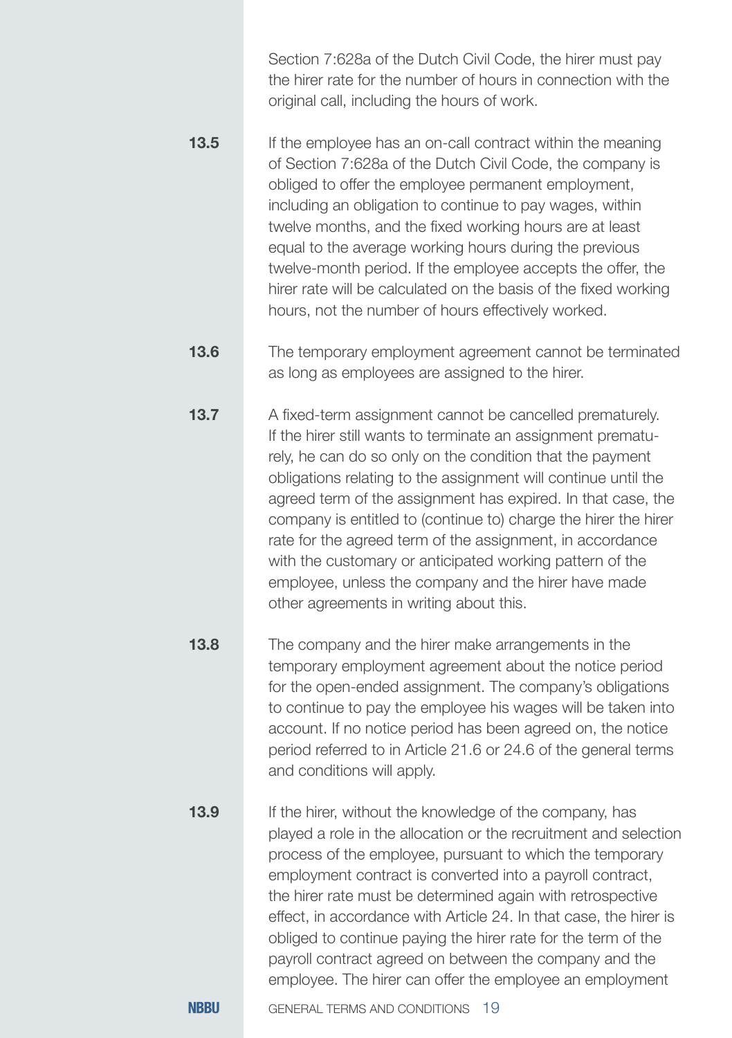Section 7:628a of the Dutch Civil Code, the hirer must pay the hirer rate for the number of hours in connection with the original call, including the hours of work.

**13.5** If the employee has an on-call contract within the meaning of Section 7:628a of the Dutch Civil Code, the company is obliged to offer the employee permanent employment, including an obligation to continue to pay wages, within twelve months, and the fixed working hours are at least equal to the average working hours during the previous twelve-month period. If the employee accepts the offer, the hirer rate will be calculated on the basis of the fixed working hours, not the number of hours effectively worked.

**13.6** The temporary employment agreement cannot be terminated as long as employees are assigned to the hirer.

**13.7** A fixed-term assignment cannot be cancelled prematurely. If the hirer still wants to terminate an assignment prematurely, he can do so only on the condition that the payment obligations relating to the assignment will continue until the agreed term of the assignment has expired. In that case, the company is entitled to (continue to) charge the hirer the hirer rate for the agreed term of the assignment, in accordance with the customary or anticipated working pattern of the employee, unless the company and the hirer have made other agreements in writing about this.

**13.8** The company and the hirer make arrangements in the temporary employment agreement about the notice period for the open-ended assignment. The company's obligations to continue to pay the employee his wages will be taken into account. If no notice period has been agreed on, the notice period referred to in Article 21.6 or 24.6 of the general terms and conditions will apply.

**13.9** If the hirer, without the knowledge of the company, has played a role in the allocation or the recruitment and selection process of the employee, pursuant to which the temporary employment contract is converted into a payroll contract, the hirer rate must be determined again with retrospective effect, in accordance with Article 24. In that case, the hirer is obliged to continue paying the hirer rate for the term of the payroll contract agreed on between the company and the employee. The hirer can offer the employee an employment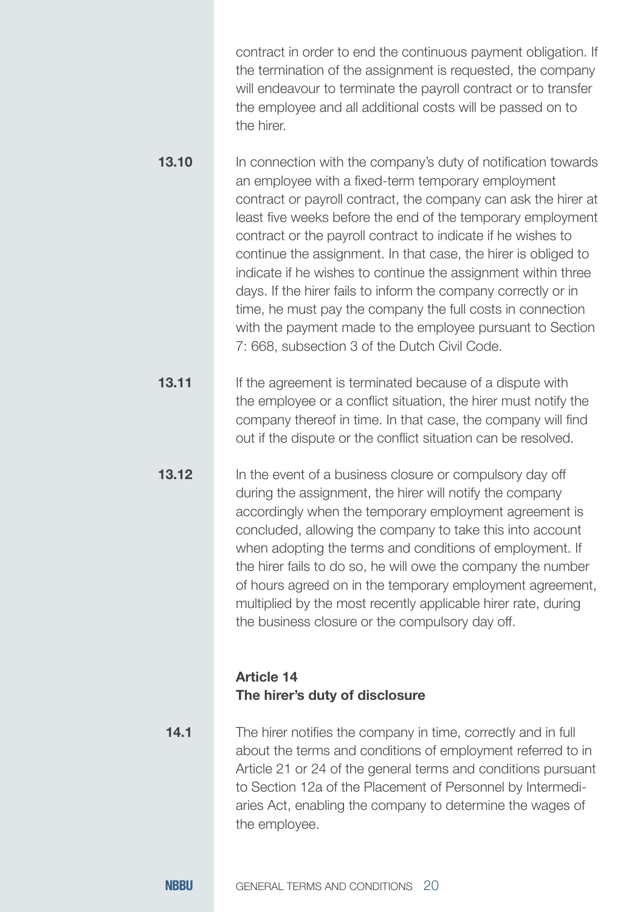contract in order to end the continuous payment obligation. If the termination of the assignment is requested, the company will endeavour to terminate the payroll contract or to transfer the employee and all additional costs will be passed on to the hirer.

**13.10** In connection with the company's duty of notification towards an employee with a fixed-term temporary employment contract or payroll contract, the company can ask the hirer at least five weeks before the end of the temporary employment contract or the payroll contract to indicate if he wishes to continue the assignment. In that case, the hirer is obliged to indicate if he wishes to continue the assignment within three days. If the hirer fails to inform the company correctly or in time, he must pay the company the full costs in connection with the payment made to the employee pursuant to Section 7: 668, subsection 3 of the Dutch Civil Code.

**13.11** If the agreement is terminated because of a dispute with the employee or a conflict situation, the hirer must notify the company thereof in time. In that case, the company will find out if the dispute or the conflict situation can be resolved.

**13.12** In the event of a business closure or compulsory day off during the assignment, the hirer will notify the company accordingly when the temporary employment agreement is concluded, allowing the company to take this into account when adopting the terms and conditions of employment. If the hirer fails to do so, he will owe the company the number of hours agreed on in the temporary employment agreement, multiplied by the most recently applicable hirer rate, during the business closure or the compulsory day off.

## Article 14
## The hirer's duty of disclosure

**14.1** The hirer notifies the company in time, correctly and in full about the terms and conditions of employment referred to in Article 21 or 24 of the general terms and conditions pursuant to Section 12a of the Placement of Personnel by Intermediaries Act, enabling the company to determine the wages of the employee.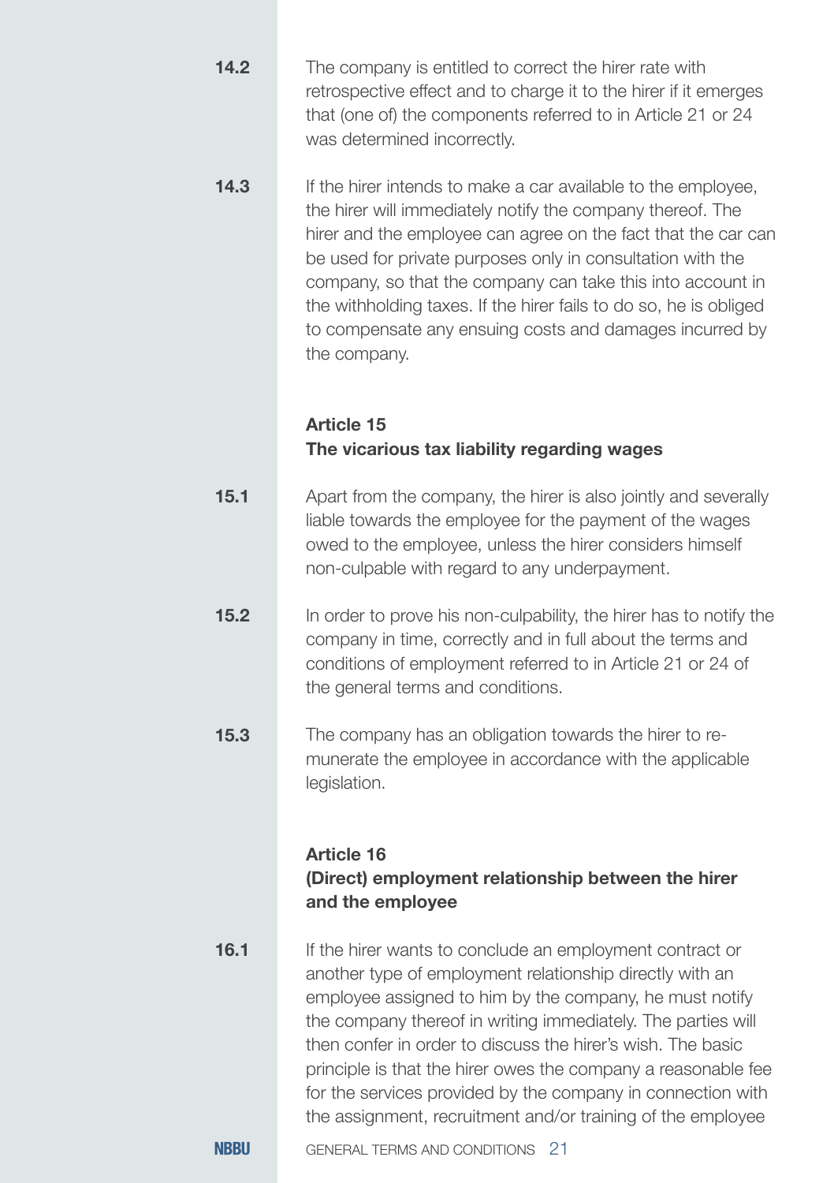**14.2** The company is entitled to correct the hirer rate with retrospective effect and to charge it to the hirer if it emerges that (one of) the components referred to in Article 21 or 24 was determined incorrectly.

**14.3** If the hirer intends to make a car available to the employee, the hirer will immediately notify the company thereof. The hirer and the employee can agree on the fact that the car can be used for private purposes only in consultation with the company, so that the company can take this into account in the withholding taxes. If the hirer fails to do so, he is obliged to compensate any ensuing costs and damages incurred by the company.

### Article 15
### The vicarious tax liability regarding wages

**15.1** Apart from the company, the hirer is also jointly and severally liable towards the employee for the payment of the wages owed to the employee, unless the hirer considers himself non-culpable with regard to any underpayment.

**15.2** In order to prove his non-culpability, the hirer has to notify the company in time, correctly and in full about the terms and conditions of employment referred to in Article 21 or 24 of the general terms and conditions.

**15.3** The company has an obligation towards the hirer to remunerate the employee in accordance with the applicable legislation.

### Article 16
### (Direct) employment relationship between the hirer and the employee

**16.1** If the hirer wants to conclude an employment contract or another type of employment relationship directly with an employee assigned to him by the company, he must notify the company thereof in writing immediately. The parties will then confer in order to discuss the hirer's wish. The basic principle is that the hirer owes the company a reasonable fee for the services provided by the company in connection with the assignment, recruitment and/or training of the employee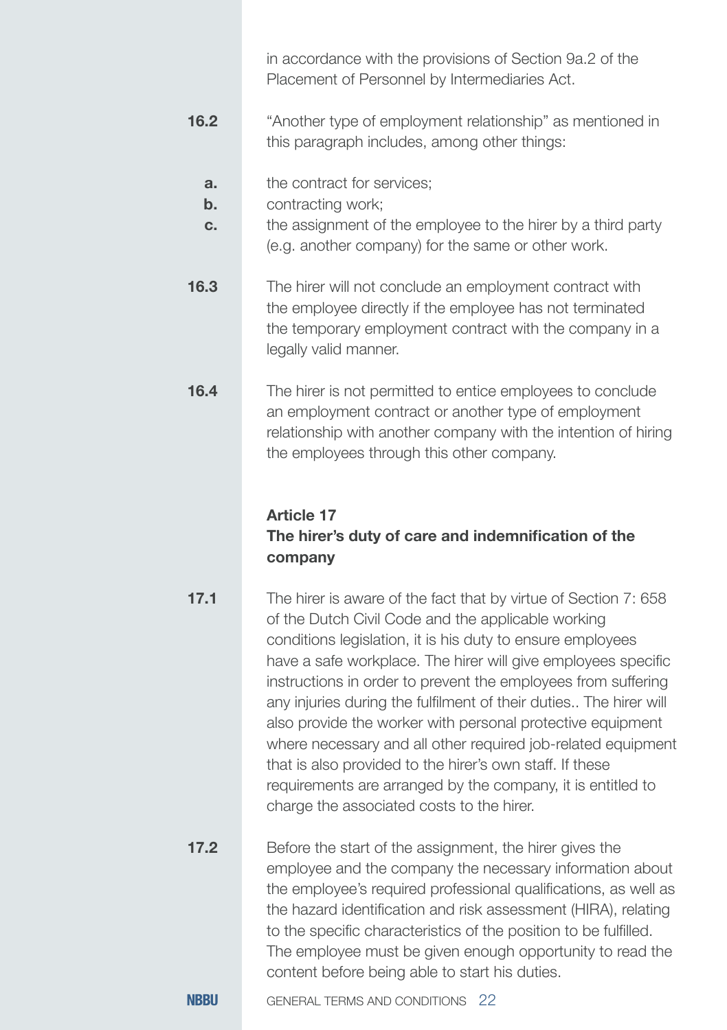in accordance with the provisions of Section 9a.2 of the Placement of Personnel by Intermediaries Act.

**16.2** "Another type of employment relationship" as mentioned in this paragraph includes, among other things:

- **a.** the contract for services;
- **b.** contracting work;
- **c.** the assignment of the employee to the hirer by a third party (e.g. another company) for the same or other work.

**16.3** The hirer will not conclude an employment contract with the employee directly if the employee has not terminated the temporary employment contract with the company in a legally valid manner.

**16.4** The hirer is not permitted to entice employees to conclude an employment contract or another type of employment relationship with another company with the intention of hiring the employees through this other company.

## Article 17
## The hirer's duty of care and indemnification of the company

**17.1** The hirer is aware of the fact that by virtue of Section 7: 658 of the Dutch Civil Code and the applicable working conditions legislation, it is his duty to ensure employees have a safe workplace. The hirer will give employees specific instructions in order to prevent the employees from suffering any injuries during the fulfilment of their duties.. The hirer will also provide the worker with personal protective equipment where necessary and all other required job-related equipment that is also provided to the hirer's own staff. If these requirements are arranged by the company, it is entitled to charge the associated costs to the hirer.

**17.2** Before the start of the assignment, the hirer gives the employee and the company the necessary information about the employee's required professional qualifications, as well as the hazard identification and risk assessment (HIRA), relating to the specific characteristics of the position to be fulfilled. The employee must be given enough opportunity to read the content before being able to start his duties.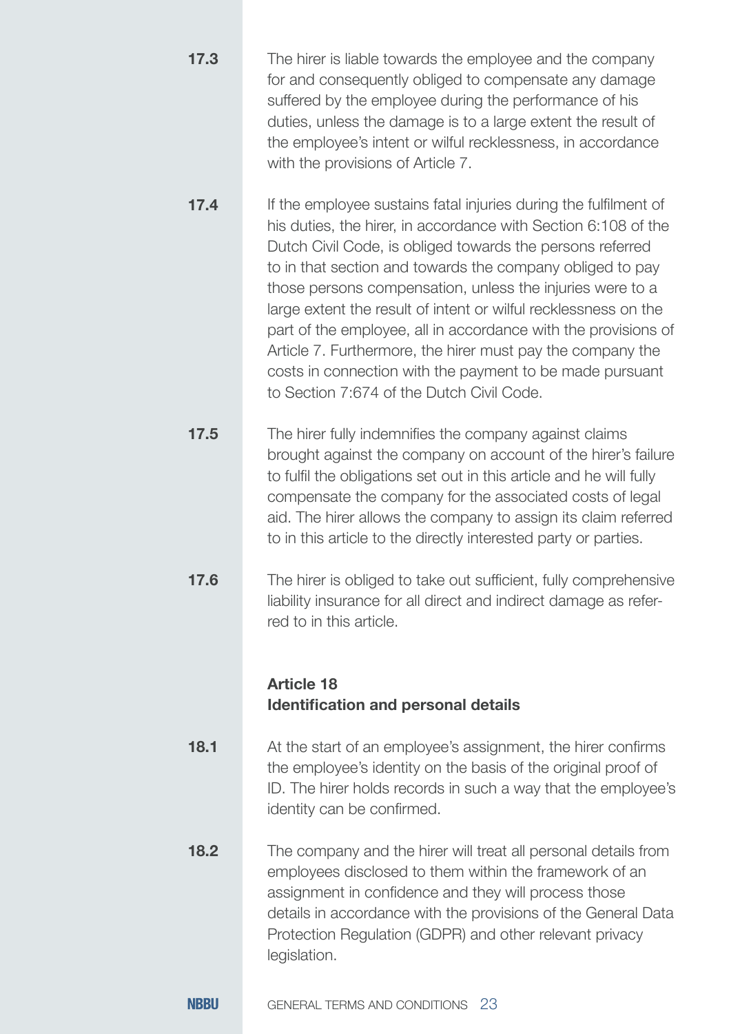**17.3** The hirer is liable towards the employee and the company for and consequently obliged to compensate any damage suffered by the employee during the performance of his duties, unless the damage is to a large extent the result of the employee's intent or wilful recklessness, in accordance with the provisions of Article 7.

**17.4** If the employee sustains fatal injuries during the fulfilment of his duties, the hirer, in accordance with Section 6:108 of the Dutch Civil Code, is obliged towards the persons referred to in that section and towards the company obliged to pay those persons compensation, unless the injuries were to a large extent the result of intent or wilful recklessness on the part of the employee, all in accordance with the provisions of Article 7. Furthermore, the hirer must pay the company the costs in connection with the payment to be made pursuant to Section 7:674 of the Dutch Civil Code.

**17.5** The hirer fully indemnifies the company against claims brought against the company on account of the hirer's failure to fulfil the obligations set out in this article and he will fully compensate the company for the associated costs of legal aid. The hirer allows the company to assign its claim referred to in this article to the directly interested party or parties.

**17.6** The hirer is obliged to take out sufficient, fully comprehensive liability insurance for all direct and indirect damage as referred to in this article.

## Article 18
## Identification and personal details

**18.1** At the start of an employee's assignment, the hirer confirms the employee's identity on the basis of the original proof of ID. The hirer holds records in such a way that the employee's identity can be confirmed.

**18.2** The company and the hirer will treat all personal details from employees disclosed to them within the framework of an assignment in confidence and they will process those details in accordance with the provisions of the General Data Protection Regulation (GDPR) and other relevant privacy legislation.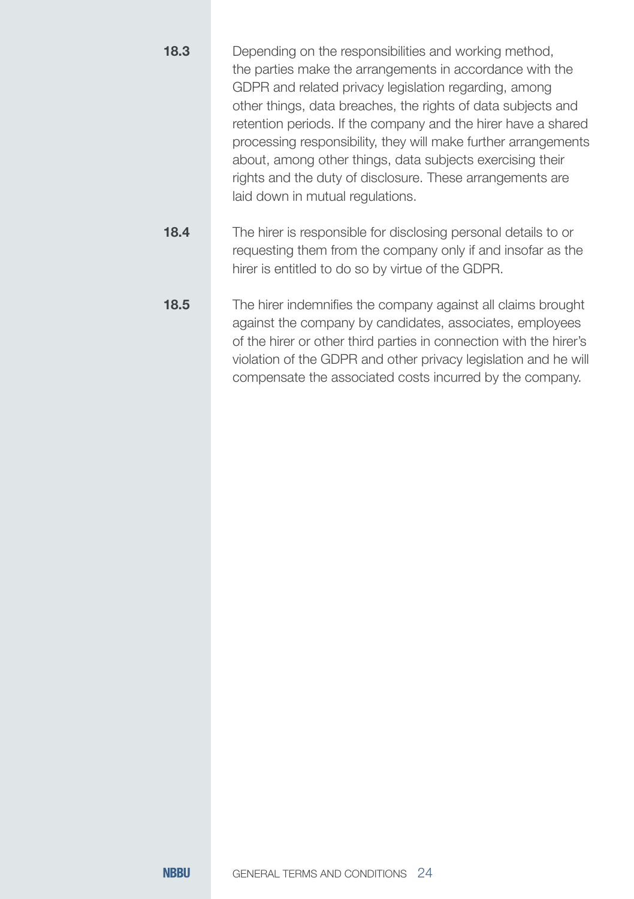**18.3** Depending on the responsibilities and working method, the parties make the arrangements in accordance with the GDPR and related privacy legislation regarding, among other things, data breaches, the rights of data subjects and retention periods. If the company and the hirer have a shared processing responsibility, they will make further arrangements about, among other things, data subjects exercising their rights and the duty of disclosure. These arrangements are laid down in mutual regulations.

**18.4** The hirer is responsible for disclosing personal details to or requesting them from the company only if and insofar as the hirer is entitled to do so by virtue of the GDPR.

**18.5** The hirer indemnifies the company against all claims brought against the company by candidates, associates, employees of the hirer or other third parties in connection with the hirer's violation of the GDPR and other privacy legislation and he will compensate the associated costs incurred by the company.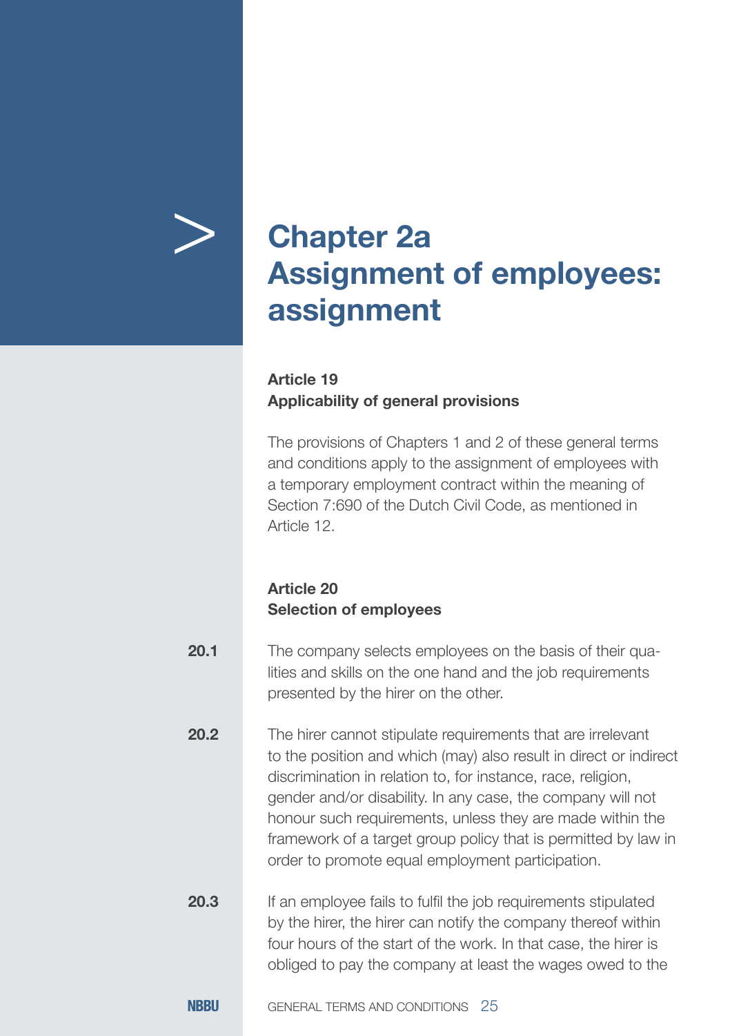# Chapter 2a Assignment of employees: assignment

## Article 19
## Applicability of general provisions

The provisions of Chapters 1 and 2 of these general terms and conditions apply to the assignment of employees with a temporary employment contract within the meaning of Section 7:690 of the Dutch Civil Code, as mentioned in Article 12.

## Article 20
## Selection of employees

**20.1** The company selects employees on the basis of their qualities and skills on the one hand and the job requirements presented by the hirer on the other.

**20.2** The hirer cannot stipulate requirements that are irrelevant to the position and which (may) also result in direct or indirect discrimination in relation to, for instance, race, religion, gender and/or disability. In any case, the company will not honour such requirements, unless they are made within the framework of a target group policy that is permitted by law in order to promote equal employment participation.

**20.3** If an employee fails to fulfil the job requirements stipulated by the hirer, the hirer can notify the company thereof within four hours of the start of the work. In that case, the hirer is obliged to pay the company at least the wages owed to the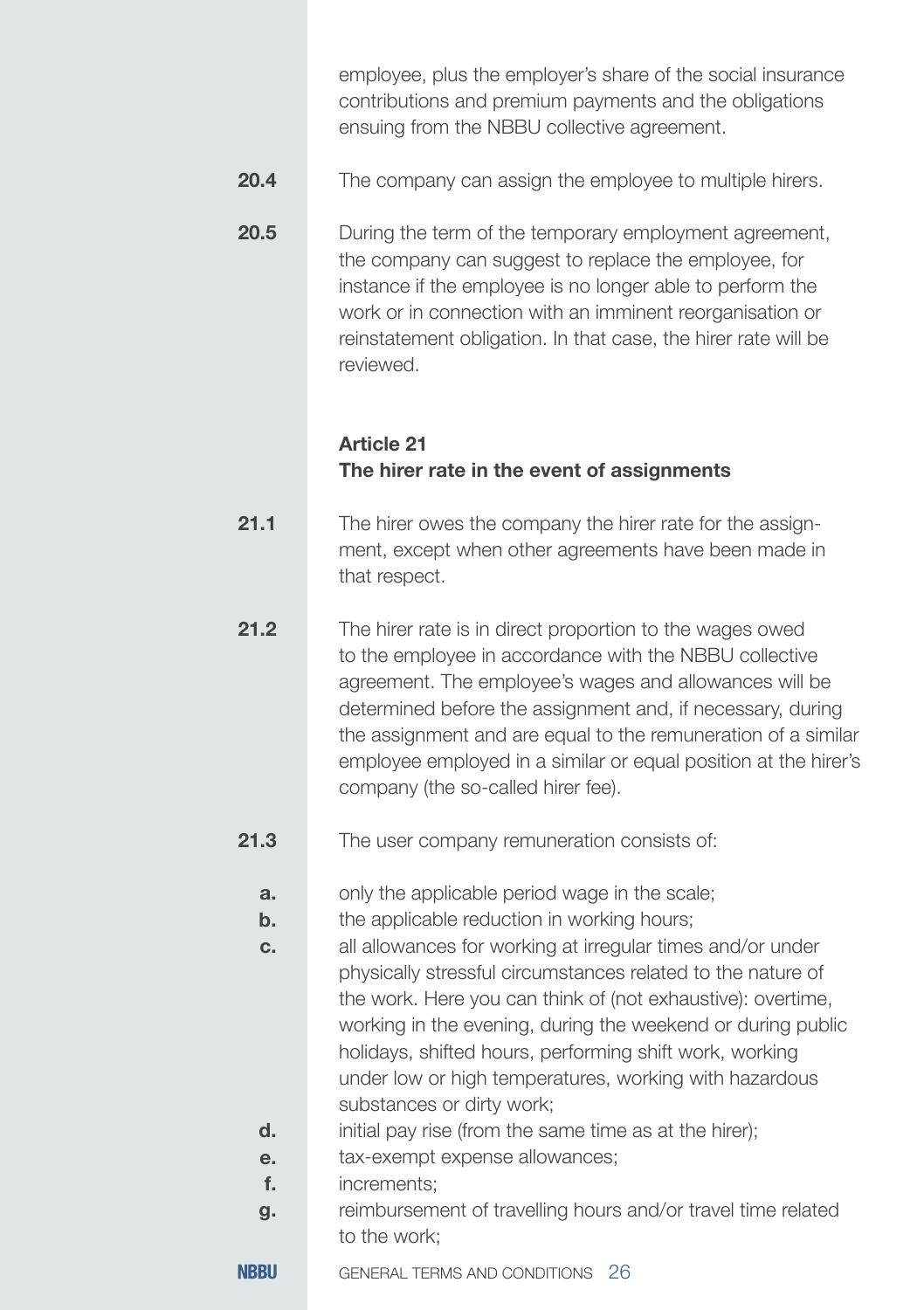employee, plus the employer's share of the social insurance contributions and premium payments and the obligations ensuing from the NBBU collective agreement.

**20.4** The company can assign the employee to multiple hirers.

**20.5** During the term of the temporary employment agreement, the company can suggest to replace the employee, for instance if the employee is no longer able to perform the work or in connection with an imminent reorganisation or reinstatement obligation. In that case, the hirer rate will be reviewed.

### Article 21
### The hirer rate in the event of assignments

**21.1** The hirer owes the company the hirer rate for the assignment, except when other agreements have been made in that respect.

**21.2** The hirer rate is in direct proportion to the wages owed to the employee in accordance with the NBBU collective agreement. The employee's wages and allowances will be determined before the assignment and, if necessary, during the assignment and are equal to the remuneration of a similar employee employed in a similar or equal position at the hirer's company (the so-called hirer fee).

**21.3** The user company remuneration consists of:

- **a.** only the applicable period wage in the scale;
- **b.** the applicable reduction in working hours;
- **c.** all allowances for working at irregular times and/or under physically stressful circumstances related to the nature of the work. Here you can think of (not exhaustive): overtime, working in the evening, during the weekend or during public holidays, shifted hours, performing shift work, working under low or high temperatures, working with hazardous substances or dirty work;
- **d.** initial pay rise (from the same time as at the hirer);
- **e.** tax-exempt expense allowances;
- **f.** increments;
- **g.** reimbursement of travelling hours and/or travel time related to the work;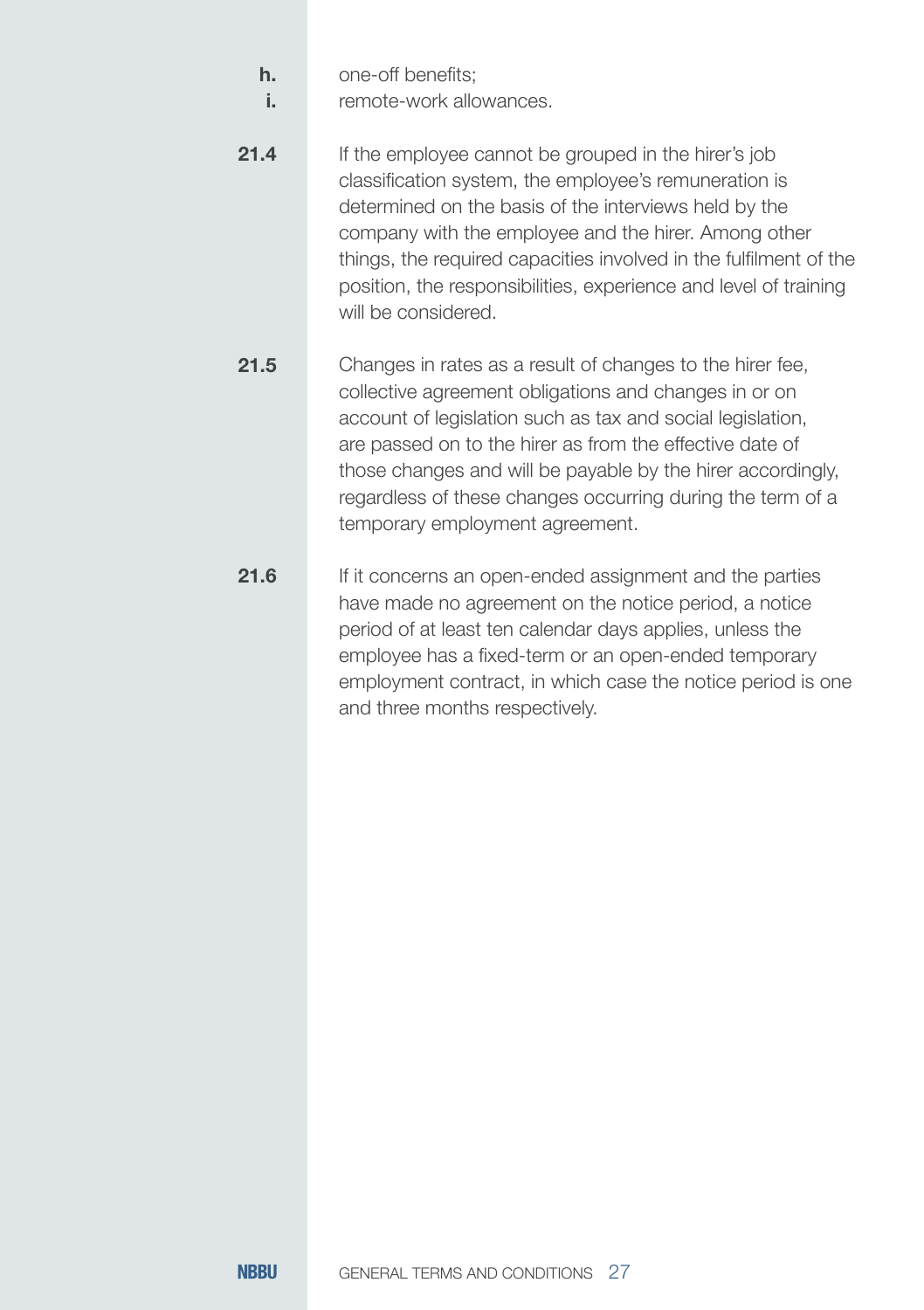**h.** one-off benefits;
**i.** remote-work allowances.

**21.4** If the employee cannot be grouped in the hirer's job classification system, the employee's remuneration is determined on the basis of the interviews held by the company with the employee and the hirer. Among other things, the required capacities involved in the fulfilment of the position, the responsibilities, experience and level of training will be considered.

**21.5** Changes in rates as a result of changes to the hirer fee, collective agreement obligations and changes in or on account of legislation such as tax and social legislation, are passed on to the hirer as from the effective date of those changes and will be payable by the hirer accordingly, regardless of these changes occurring during the term of a temporary employment agreement.

**21.6** If it concerns an open-ended assignment and the parties have made no agreement on the notice period, a notice period of at least ten calendar days applies, unless the employee has a fixed-term or an open-ended temporary employment contract, in which case the notice period is one and three months respectively.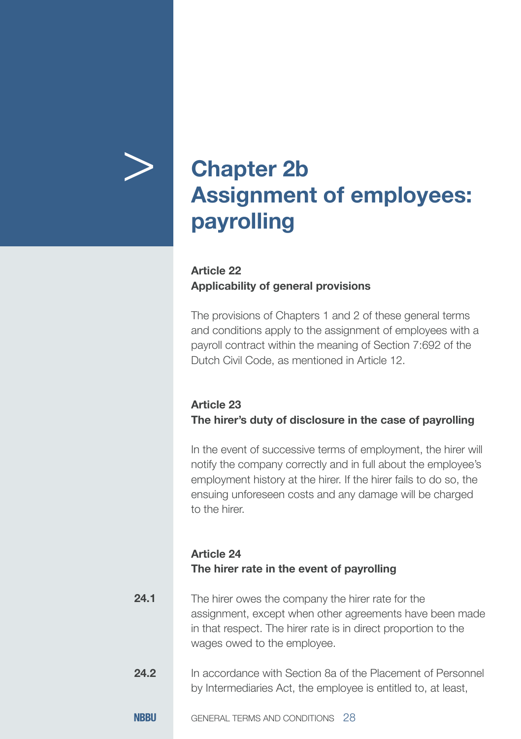# Chapter 2b
# Assignment of employees: payrolling

### Article 22
### Applicability of general provisions

The provisions of Chapters 1 and 2 of these general terms and conditions apply to the assignment of employees with a payroll contract within the meaning of Section 7:692 of the Dutch Civil Code, as mentioned in Article 12.

### Article 23
### The hirer's duty of disclosure in the case of payrolling

In the event of successive terms of employment, the hirer will notify the company correctly and in full about the employee's employment history at the hirer. If the hirer fails to do so, the ensuing unforeseen costs and any damage will be charged to the hirer.

### Article 24
### The hirer rate in the event of payrolling

**24.1** The hirer owes the company the hirer rate for the assignment, except when other agreements have been made in that respect. The hirer rate is in direct proportion to the wages owed to the employee.

**24.2** In accordance with Section 8a of the Placement of Personnel by Intermediaries Act, the employee is entitled to, at least,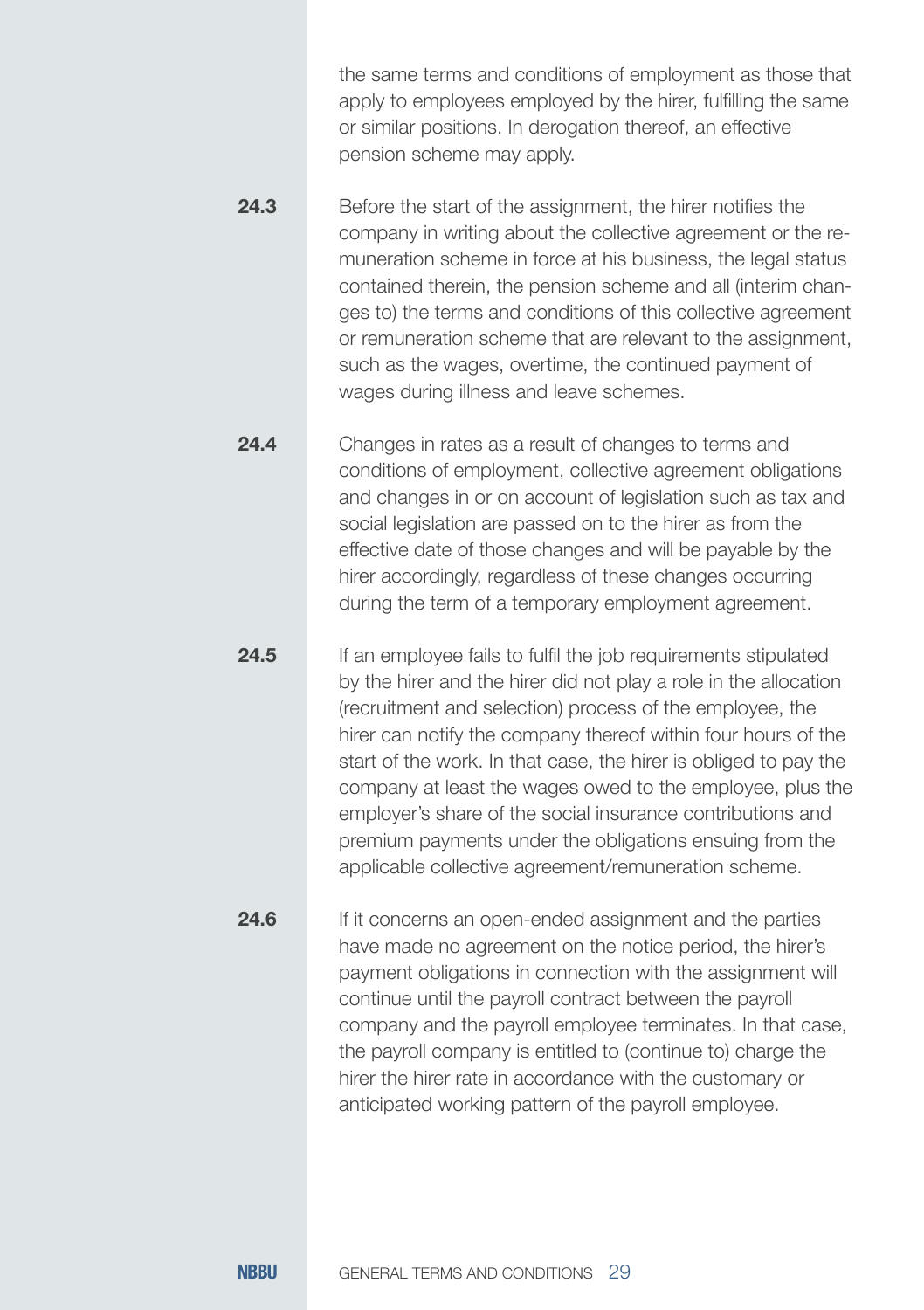the same terms and conditions of employment as those that apply to employees employed by the hirer, fulfilling the same or similar positions. In derogation thereof, an effective pension scheme may apply.

**24.3** Before the start of the assignment, the hirer notifies the company in writing about the collective agreement or the remuneration scheme in force at his business, the legal status contained therein, the pension scheme and all (interim changes to) the terms and conditions of this collective agreement or remuneration scheme that are relevant to the assignment, such as the wages, overtime, the continued payment of wages during illness and leave schemes.

**24.4** Changes in rates as a result of changes to terms and conditions of employment, collective agreement obligations and changes in or on account of legislation such as tax and social legislation are passed on to the hirer as from the effective date of those changes and will be payable by the hirer accordingly, regardless of these changes occurring during the term of a temporary employment agreement.

**24.5** If an employee fails to fulfil the job requirements stipulated by the hirer and the hirer did not play a role in the allocation (recruitment and selection) process of the employee, the hirer can notify the company thereof within four hours of the start of the work. In that case, the hirer is obliged to pay the company at least the wages owed to the employee, plus the employer's share of the social insurance contributions and premium payments under the obligations ensuing from the applicable collective agreement/remuneration scheme.

**24.6** If it concerns an open-ended assignment and the parties have made no agreement on the notice period, the hirer's payment obligations in connection with the assignment will continue until the payroll contract between the payroll company and the payroll employee terminates. In that case, the payroll company is entitled to (continue to) charge the hirer the hirer rate in accordance with the customary or anticipated working pattern of the payroll employee.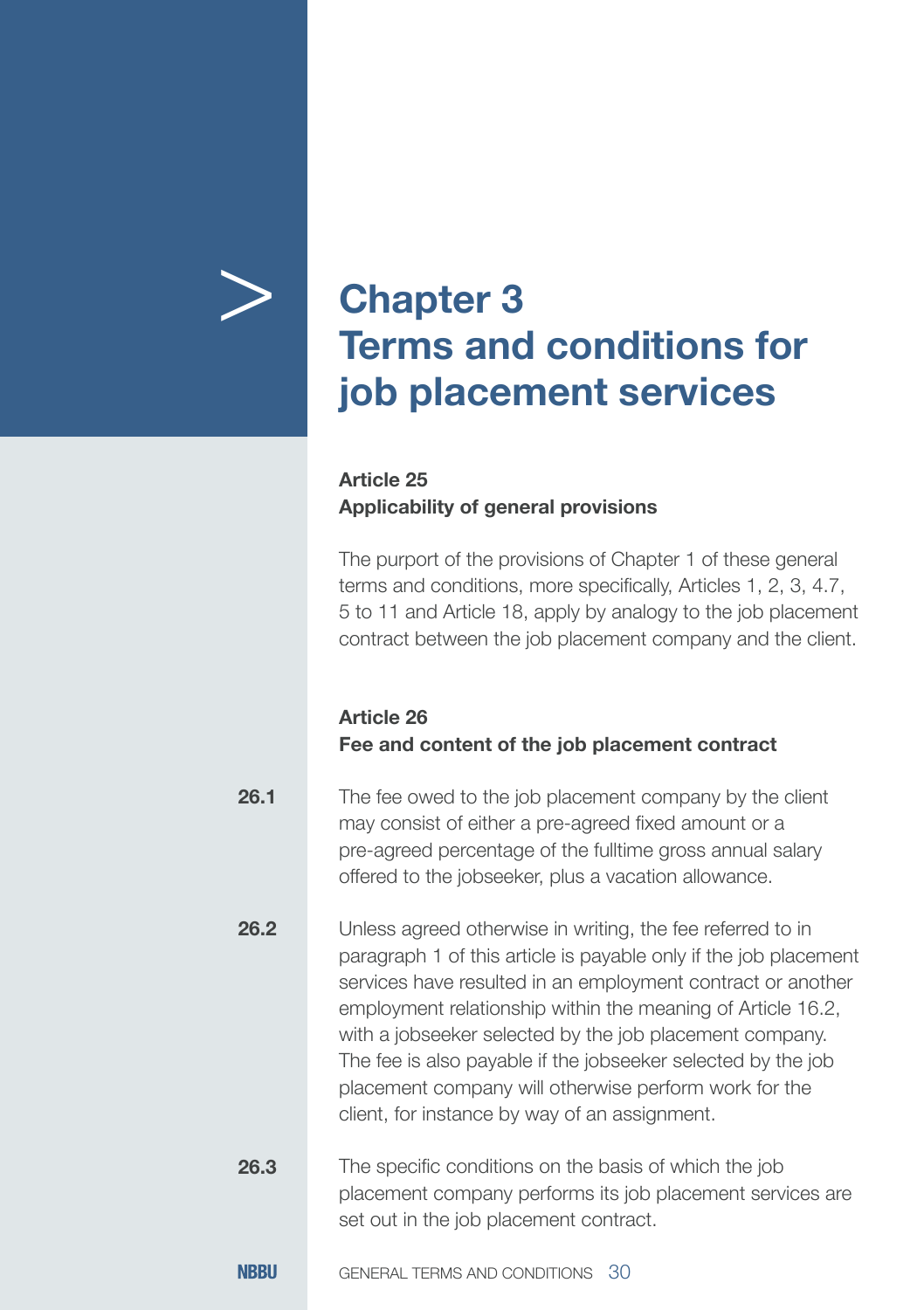# Chapter 3 Terms and conditions for job placement services

### Article 25
### Applicability of general provisions

The purport of the provisions of Chapter 1 of these general terms and conditions, more specifically, Articles 1, 2, 3, 4.7, 5 to 11 and Article 18, apply by analogy to the job placement contract between the job placement company and the client.

### Article 26
### Fee and content of the job placement contract

**26.1** The fee owed to the job placement company by the client may consist of either a pre-agreed fixed amount or a pre-agreed percentage of the fulltime gross annual salary offered to the jobseeker, plus a vacation allowance.

**26.2** Unless agreed otherwise in writing, the fee referred to in paragraph 1 of this article is payable only if the job placement services have resulted in an employment contract or another employment relationship within the meaning of Article 16.2, with a jobseeker selected by the job placement company. The fee is also payable if the jobseeker selected by the job placement company will otherwise perform work for the client, for instance by way of an assignment.

**26.3** The specific conditions on the basis of which the job placement company performs its job placement services are set out in the job placement contract.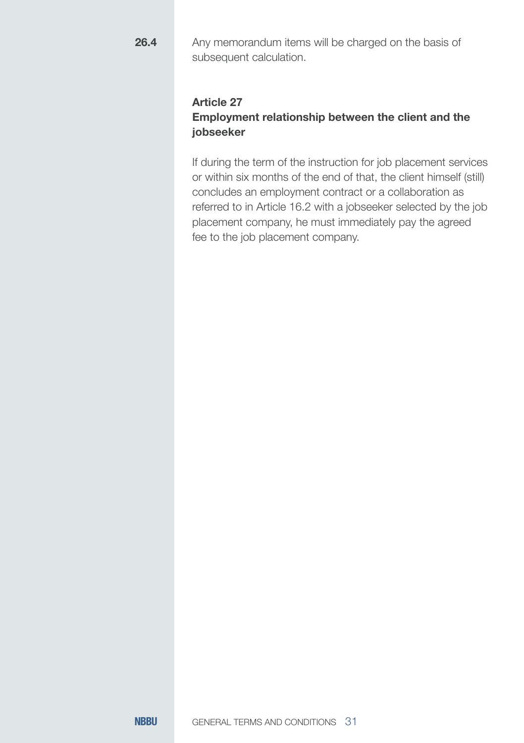**26.4** Any memorandum items will be charged on the basis of subsequent calculation.

## Article 27
## Employment relationship between the client and the jobseeker

If during the term of the instruction for job placement services or within six months of the end of that, the client himself (still) concludes an employment contract or a collaboration as referred to in Article 16.2 with a jobseeker selected by the job placement company, he must immediately pay the agreed fee to the job placement company.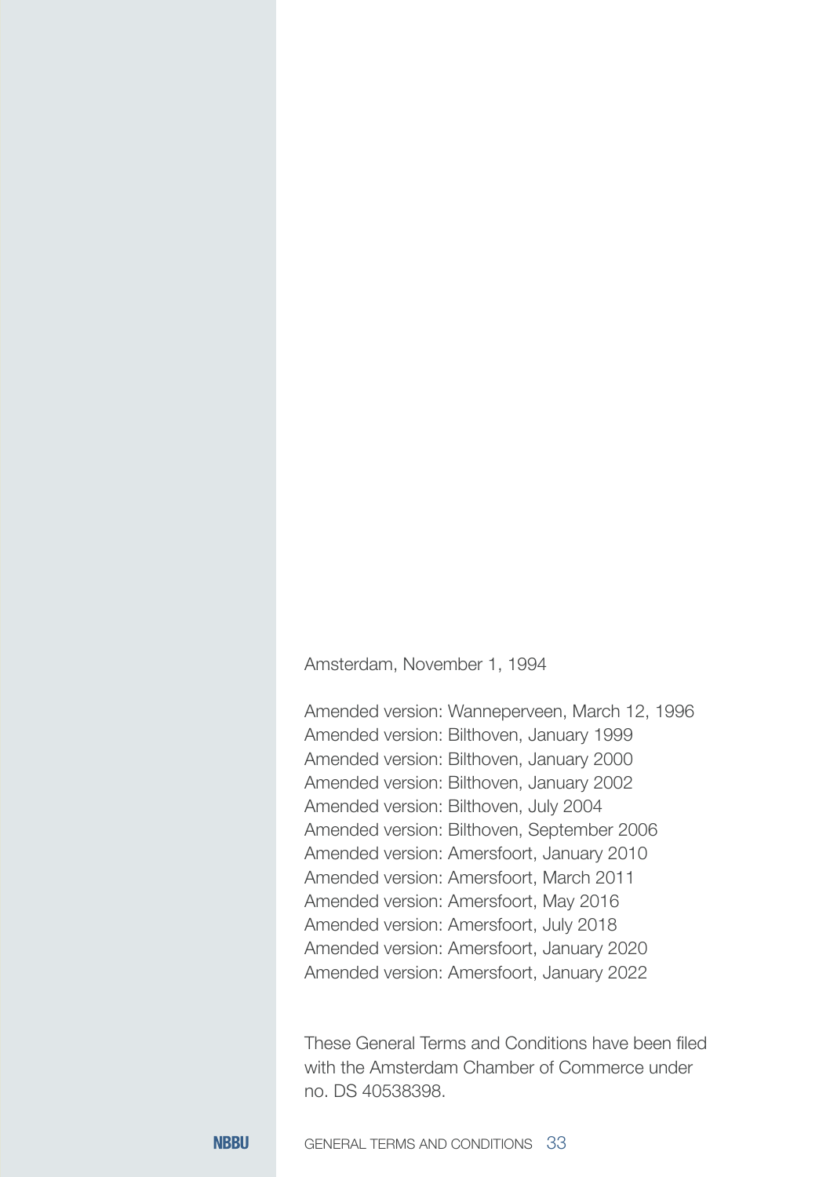Amsterdam, November 1, 1994

Amended version: Wanneperveen, March 12, 1996
Amended version: Bilthoven, January 1999
Amended version: Bilthoven, January 2000
Amended version: Bilthoven, January 2002
Amended version: Bilthoven, July 2004
Amended version: Bilthoven, September 2006
Amended version: Amersfoort, January 2010
Amended version: Amersfoort, March 2011
Amended version: Amersfoort, May 2016
Amended version: Amersfoort, July 2018
Amended version: Amersfoort, January 2020
Amended version: Amersfoort, January 2022

These General Terms and Conditions have been filed with the Amsterdam Chamber of Commerce under no. DS 40538398.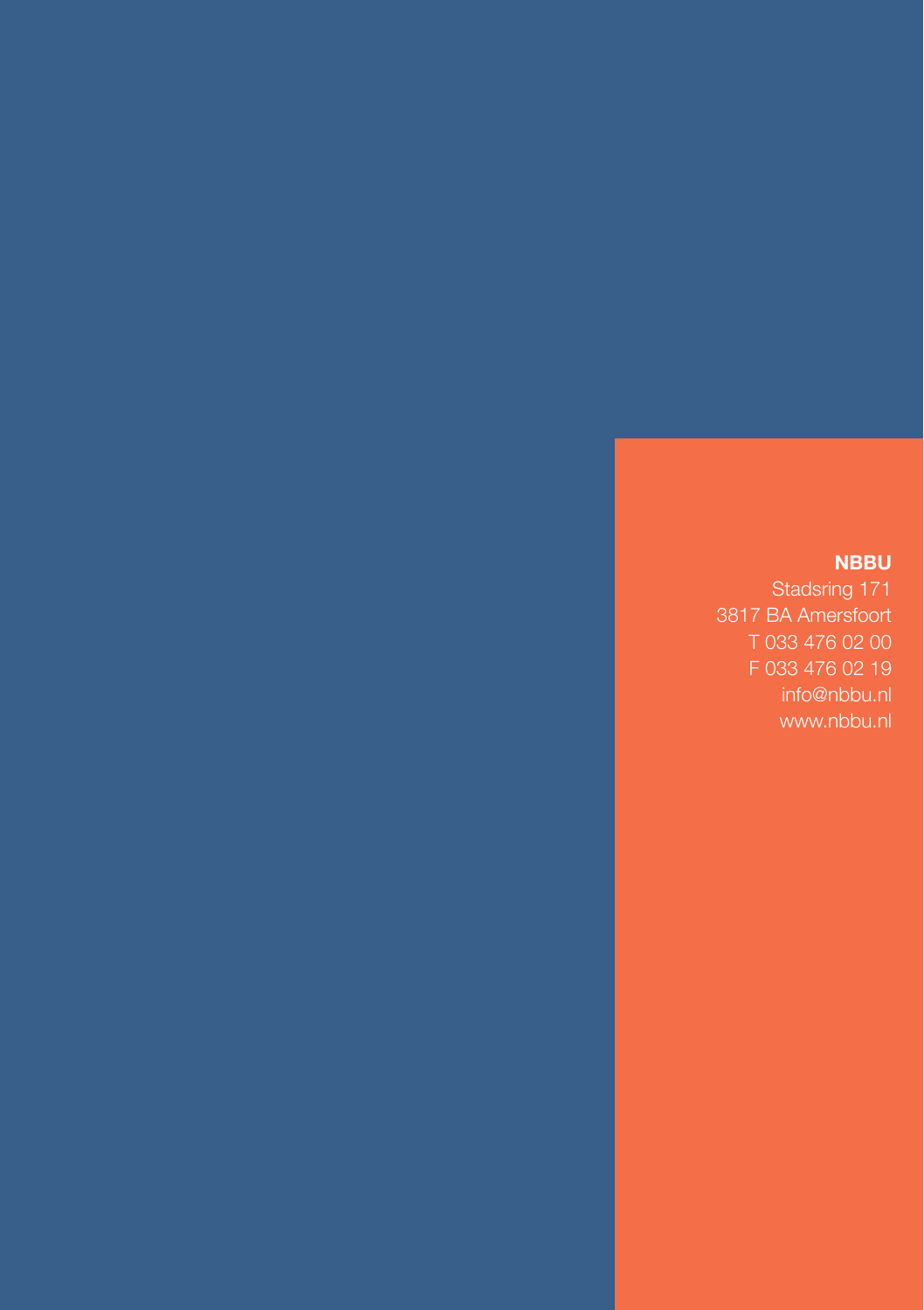**NBBU**
Stadsring 171
3817 BA Amersfoort
T 033 476 02 00
F 033 476 02 19
info@nbbu.nl
www.nbbu.nl